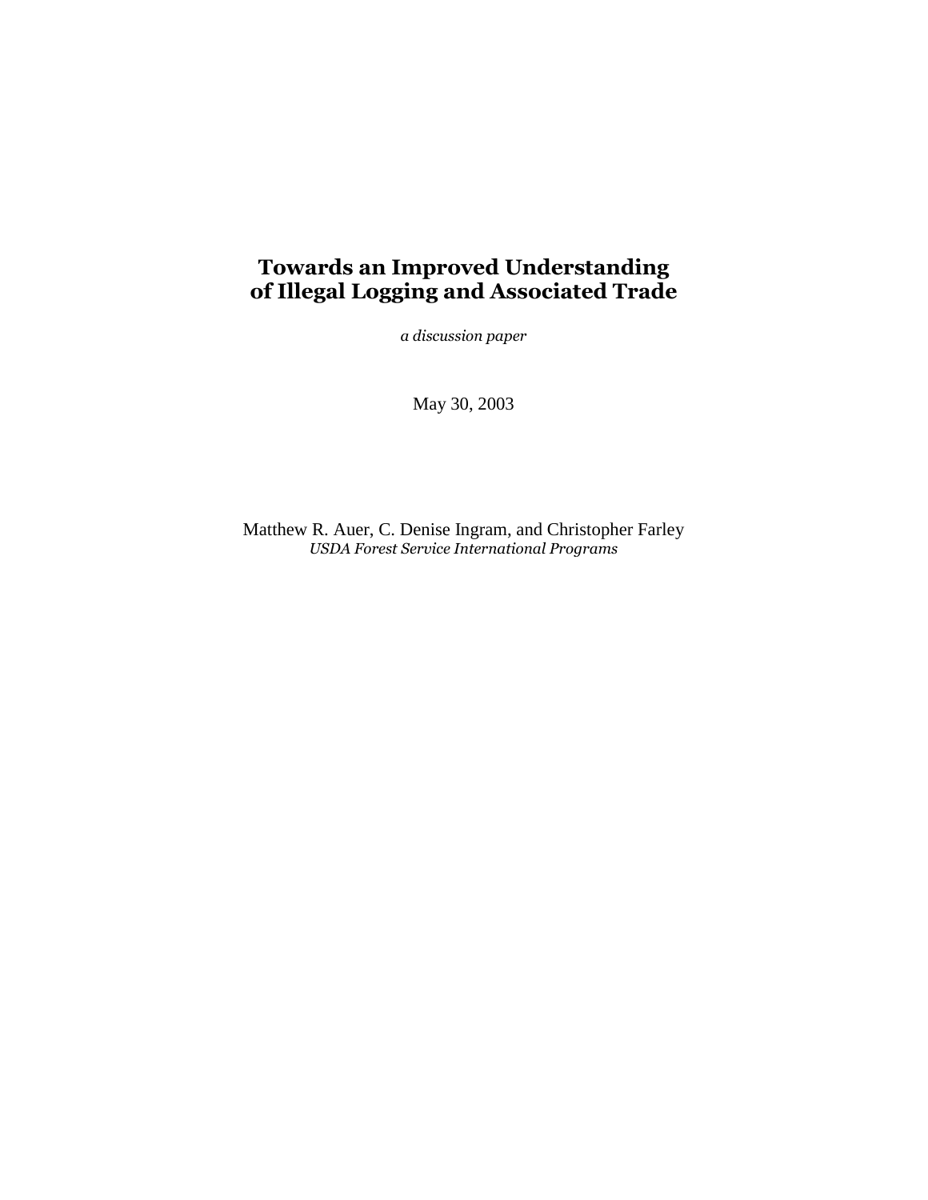# Towards an Improved Understanding of Illegal Logging and Associated Trade

*a discussion paper*

May 30, 2003

Matthew R. Auer, C. Denise Ingram, and Christopher Farley

*USDA Forest Service International Programs*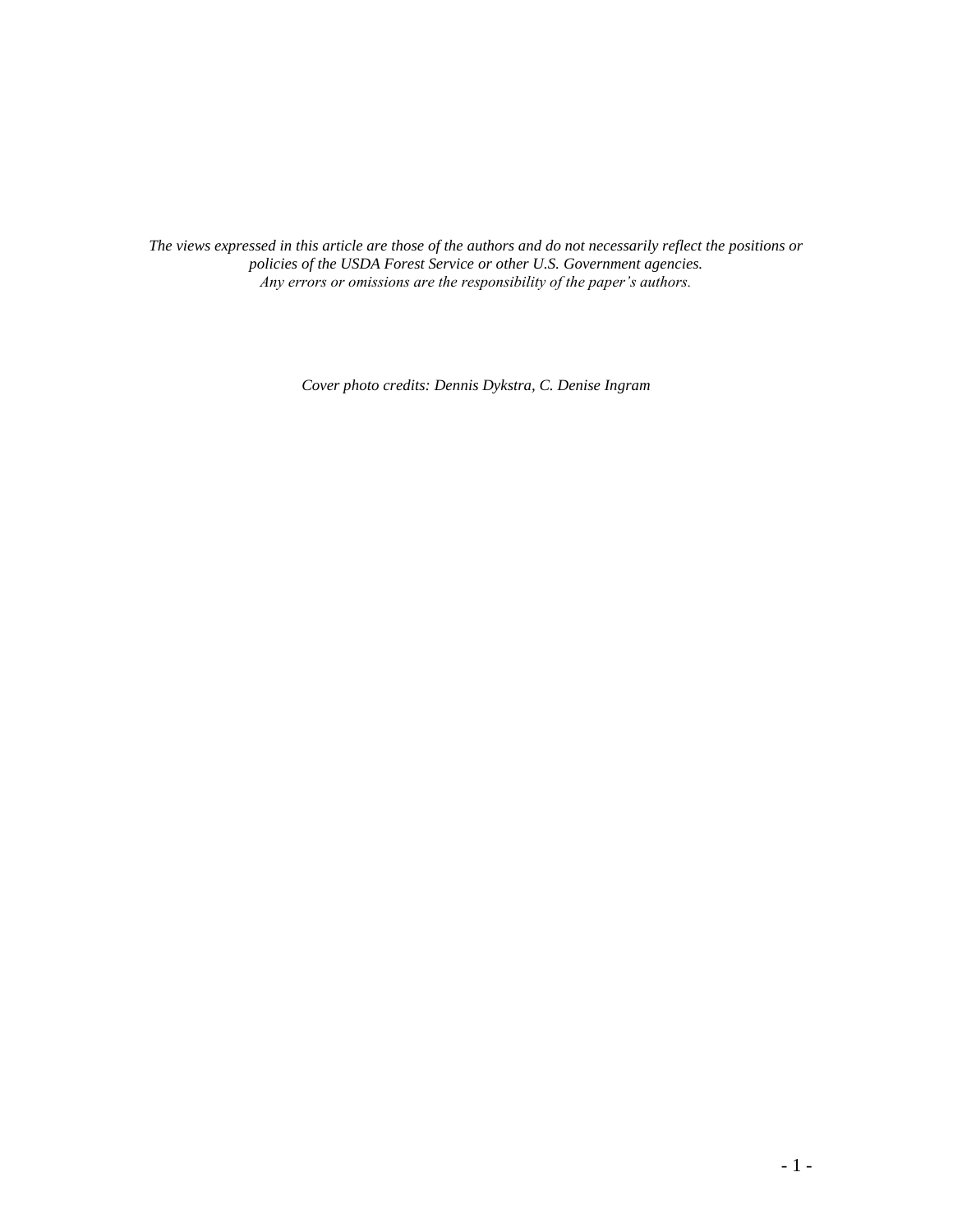*The views expressed in this article are those of the authors and do not necessarily reflect the positions or policies of the USDA Forest Service or other U.S. Government agencies.*
*Any errors or omissions are the responsibility of the paper's authors.*

*Cover photo credits: Dennis Dykstra, C. Denise Ingram*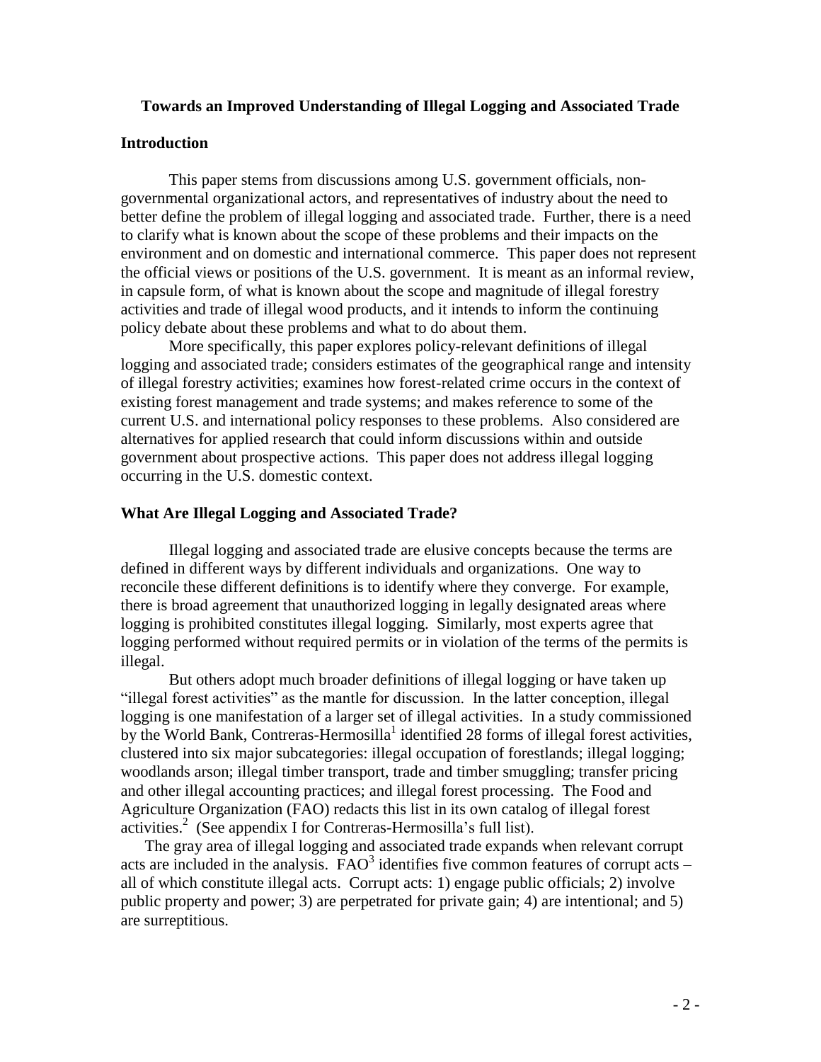# Towards an Improved Understanding of Illegal Logging and Associated Trade

## Introduction

This paper stems from discussions among U.S. government officials, non-governmental organizational actors, and representatives of industry about the need to better define the problem of illegal logging and associated trade. Further, there is a need to clarify what is known about the scope of these problems and their impacts on the environment and on domestic and international commerce. This paper does not represent the official views or positions of the U.S. government. It is meant as an informal review, in capsule form, of what is known about the scope and magnitude of illegal forestry activities and trade of illegal wood products, and it intends to inform the continuing policy debate about these problems and what to do about them.

More specifically, this paper explores policy-relevant definitions of illegal logging and associated trade; considers estimates of the geographical range and intensity of illegal forestry activities; examines how forest-related crime occurs in the context of existing forest management and trade systems; and makes reference to some of the current U.S. and international policy responses to these problems. Also considered are alternatives for applied research that could inform discussions within and outside government about prospective actions. This paper does not address illegal logging occurring in the U.S. domestic context.

## What Are Illegal Logging and Associated Trade?

Illegal logging and associated trade are elusive concepts because the terms are defined in different ways by different individuals and organizations. One way to reconcile these different definitions is to identify where they converge. For example, there is broad agreement that unauthorized logging in legally designated areas where logging is prohibited constitutes illegal logging. Similarly, most experts agree that logging performed without required permits or in violation of the terms of the permits is illegal.

But others adopt much broader definitions of illegal logging or have taken up "illegal forest activities" as the mantle for discussion. In the latter conception, illegal logging is one manifestation of a larger set of illegal activities. In a study commissioned by the World Bank, Contreras-Hermosilla[1] identified 28 forms of illegal forest activities, clustered into six major subcategories: illegal occupation of forestlands; illegal logging; woodlands arson; illegal timber transport, trade and timber smuggling; transfer pricing and other illegal accounting practices; and illegal forest processing. The Food and Agriculture Organization (FAO) redacts this list in its own catalog of illegal forest activities.[2] (See appendix I for Contreras-Hermosilla's full list).

The gray area of illegal logging and associated trade expands when relevant corrupt acts are included in the analysis. FAO[3] identifies five common features of corrupt acts – all of which constitute illegal acts. Corrupt acts: 1) engage public officials; 2) involve public property and power; 3) are perpetrated for private gain; 4) are intentional; and 5) are surreptitious.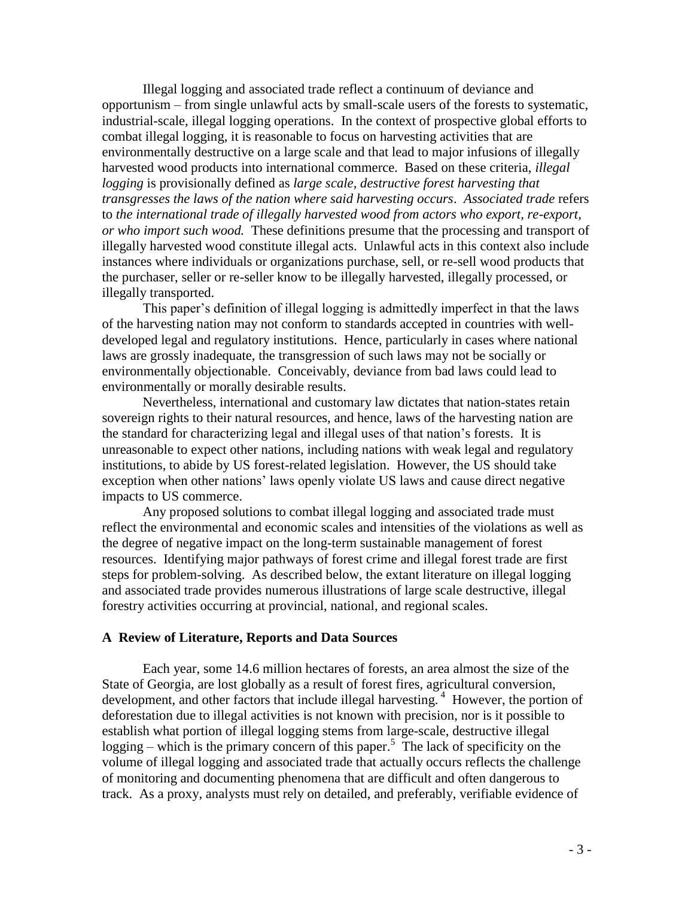Illegal logging and associated trade reflect a continuum of deviance and opportunism – from single unlawful acts by small-scale users of the forests to systematic, industrial-scale, illegal logging operations. In the context of prospective global efforts to combat illegal logging, it is reasonable to focus on harvesting activities that are environmentally destructive on a large scale and that lead to major infusions of illegally harvested wood products into international commerce. Based on these criteria, *illegal logging* is provisionally defined as *large scale, destructive forest harvesting that transgresses the laws of the nation where said harvesting occurs*. *Associated trade* refers to *the international trade of illegally harvested wood from actors who export, re-export, or who import such wood.* These definitions presume that the processing and transport of illegally harvested wood constitute illegal acts. Unlawful acts in this context also include instances where individuals or organizations purchase, sell, or re-sell wood products that the purchaser, seller or re-seller know to be illegally harvested, illegally processed, or illegally transported.

This paper's definition of illegal logging is admittedly imperfect in that the laws of the harvesting nation may not conform to standards accepted in countries with well-developed legal and regulatory institutions. Hence, particularly in cases where national laws are grossly inadequate, the transgression of such laws may not be socially or environmentally objectionable. Conceivably, deviance from bad laws could lead to environmentally or morally desirable results.

Nevertheless, international and customary law dictates that nation-states retain sovereign rights to their natural resources, and hence, laws of the harvesting nation are the standard for characterizing legal and illegal uses of that nation's forests. It is unreasonable to expect other nations, including nations with weak legal and regulatory institutions, to abide by US forest-related legislation. However, the US should take exception when other nations' laws openly violate US laws and cause direct negative impacts to US commerce.

Any proposed solutions to combat illegal logging and associated trade must reflect the environmental and economic scales and intensities of the violations as well as the degree of negative impact on the long-term sustainable management of forest resources. Identifying major pathways of forest crime and illegal forest trade are first steps for problem-solving. As described below, the extant literature on illegal logging and associated trade provides numerous illustrations of large scale destructive, illegal forestry activities occurring at provincial, national, and regional scales.

## A Review of Literature, Reports and Data Sources

Each year, some 14.6 million hectares of forests, an area almost the size of the State of Georgia, are lost globally as a result of forest fires, agricultural conversion, development, and other factors that include illegal harvesting.[4] However, the portion of deforestation due to illegal activities is not known with precision, nor is it possible to establish what portion of illegal logging stems from large-scale, destructive illegal logging – which is the primary concern of this paper.[5] The lack of specificity on the volume of illegal logging and associated trade that actually occurs reflects the challenge of monitoring and documenting phenomena that are difficult and often dangerous to track. As a proxy, analysts must rely on detailed, and preferably, verifiable evidence of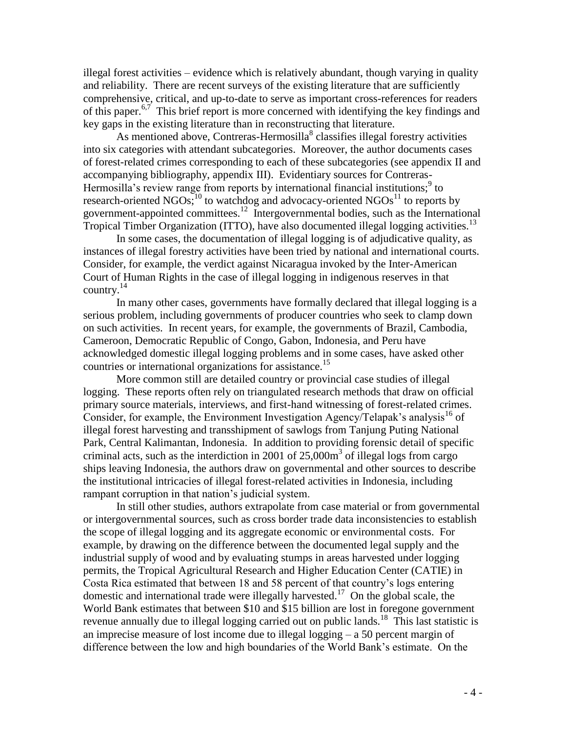illegal forest activities – evidence which is relatively abundant, though varying in quality and reliability. There are recent surveys of the existing literature that are sufficiently comprehensive, critical, and up-to-date to serve as important cross-references for readers of this paper.[6,7] This brief report is more concerned with identifying the key findings and key gaps in the existing literature than in reconstructing that literature.

As mentioned above, Contreras-Hermosilla[8] classifies illegal forestry activities into six categories with attendant subcategories. Moreover, the author documents cases of forest-related crimes corresponding to each of these subcategories (see appendix II and accompanying bibliography, appendix III). Evidentiary sources for Contreras-Hermosilla's review range from reports by international financial institutions;[9] to research-oriented NGOs;[10] to watchdog and advocacy-oriented NGOs[11] to reports by government-appointed committees.[12] Intergovernmental bodies, such as the International Tropical Timber Organization (ITTO), have also documented illegal logging activities.[13]

In some cases, the documentation of illegal logging is of adjudicative quality, as instances of illegal forestry activities have been tried by national and international courts. Consider, for example, the verdict against Nicaragua invoked by the Inter-American Court of Human Rights in the case of illegal logging in indigenous reserves in that country.[14]

In many other cases, governments have formally declared that illegal logging is a serious problem, including governments of producer countries who seek to clamp down on such activities. In recent years, for example, the governments of Brazil, Cambodia, Cameroon, Democratic Republic of Congo, Gabon, Indonesia, and Peru have acknowledged domestic illegal logging problems and in some cases, have asked other countries or international organizations for assistance.[15]

More common still are detailed country or provincial case studies of illegal logging. These reports often rely on triangulated research methods that draw on official primary source materials, interviews, and first-hand witnessing of forest-related crimes. Consider, for example, the Environment Investigation Agency/Telapak's analysis[16] of illegal forest harvesting and transshipment of sawlogs from Tanjung Puting National Park, Central Kalimantan, Indonesia. In addition to providing forensic detail of specific criminal acts, such as the interdiction in 2001 of 25,000m$^3$ of illegal logs from cargo ships leaving Indonesia, the authors draw on governmental and other sources to describe the institutional intricacies of illegal forest-related activities in Indonesia, including rampant corruption in that nation's judicial system.

In still other studies, authors extrapolate from case material or from governmental or intergovernmental sources, such as cross border trade data inconsistencies to establish the scope of illegal logging and its aggregate economic or environmental costs. For example, by drawing on the difference between the documented legal supply and the industrial supply of wood and by evaluating stumps in areas harvested under logging permits, the Tropical Agricultural Research and Higher Education Center (CATIE) in Costa Rica estimated that between 18 and 58 percent of that country's logs entering domestic and international trade were illegally harvested.[17] On the global scale, the World Bank estimates that between $10 and $15 billion are lost in foregone government revenue annually due to illegal logging carried out on public lands.[18] This last statistic is an imprecise measure of lost income due to illegal logging – a 50 percent margin of difference between the low and high boundaries of the World Bank's estimate. On the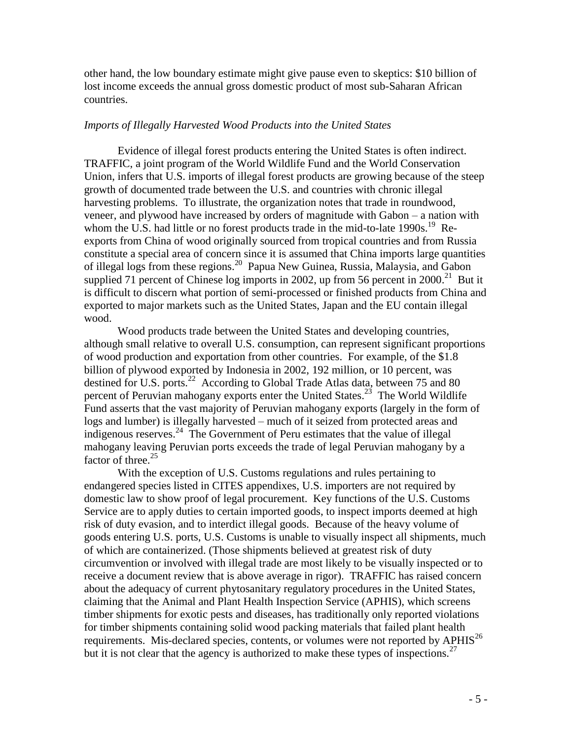other hand, the low boundary estimate might give pause even to skeptics: $10 billion of lost income exceeds the annual gross domestic product of most sub-Saharan African countries.

*Imports of Illegally Harvested Wood Products into the United States*

Evidence of illegal forest products entering the United States is often indirect. TRAFFIC, a joint program of the World Wildlife Fund and the World Conservation Union, infers that U.S. imports of illegal forest products are growing because of the steep growth of documented trade between the U.S. and countries with chronic illegal harvesting problems. To illustrate, the organization notes that trade in roundwood, veneer, and plywood have increased by orders of magnitude with Gabon – a nation with whom the U.S. had little or no forest products trade in the mid-to-late 1990s.[19] Re-exports from China of wood originally sourced from tropical countries and from Russia constitute a special area of concern since it is assumed that China imports large quantities of illegal logs from these regions.[20] Papua New Guinea, Russia, Malaysia, and Gabon supplied 71 percent of Chinese log imports in 2002, up from 56 percent in 2000.[21] But it is difficult to discern what portion of semi-processed or finished products from China and exported to major markets such as the United States, Japan and the EU contain illegal wood.

Wood products trade between the United States and developing countries, although small relative to overall U.S. consumption, can represent significant proportions of wood production and exportation from other countries. For example, of the $1.8 billion of plywood exported by Indonesia in 2002, 192 million, or 10 percent, was destined for U.S. ports.[22] According to Global Trade Atlas data, between 75 and 80 percent of Peruvian mahogany exports enter the United States.[23] The World Wildlife Fund asserts that the vast majority of Peruvian mahogany exports (largely in the form of logs and lumber) is illegally harvested – much of it seized from protected areas and indigenous reserves.[24] The Government of Peru estimates that the value of illegal mahogany leaving Peruvian ports exceeds the trade of legal Peruvian mahogany by a factor of three.[25]

With the exception of U.S. Customs regulations and rules pertaining to endangered species listed in CITES appendixes, U.S. importers are not required by domestic law to show proof of legal procurement. Key functions of the U.S. Customs Service are to apply duties to certain imported goods, to inspect imports deemed at high risk of duty evasion, and to interdict illegal goods. Because of the heavy volume of goods entering U.S. ports, U.S. Customs is unable to visually inspect all shipments, much of which are containerized. (Those shipments believed at greatest risk of duty circumvention or involved with illegal trade are most likely to be visually inspected or to receive a document review that is above average in rigor). TRAFFIC has raised concern about the adequacy of current phytosanitary regulatory procedures in the United States, claiming that the Animal and Plant Health Inspection Service (APHIS), which screens timber shipments for exotic pests and diseases, has traditionally only reported violations for timber shipments containing solid wood packing materials that failed plant health requirements. Mis-declared species, contents, or volumes were not reported by APHIS[26] but it is not clear that the agency is authorized to make these types of inspections.[27]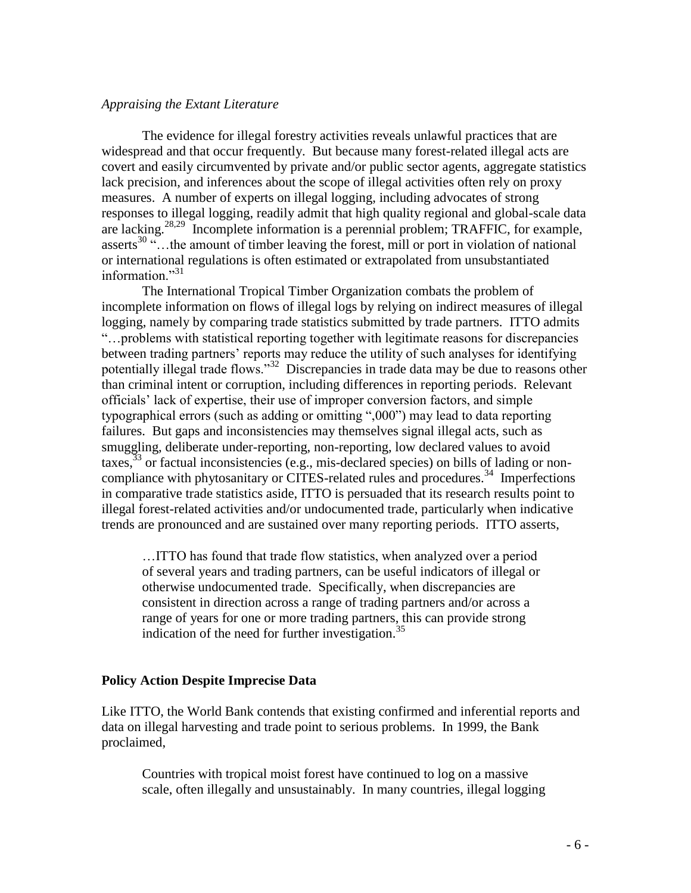*Appraising the Extant Literature*

The evidence for illegal forestry activities reveals unlawful practices that are widespread and that occur frequently. But because many forest-related illegal acts are covert and easily circumvented by private and/or public sector agents, aggregate statistics lack precision, and inferences about the scope of illegal activities often rely on proxy measures. A number of experts on illegal logging, including advocates of strong responses to illegal logging, readily admit that high quality regional and global-scale data are lacking.[28,29] Incomplete information is a perennial problem; TRAFFIC, for example, asserts[30] "…the amount of timber leaving the forest, mill or port in violation of national or international regulations is often estimated or extrapolated from unsubstantiated information."[31]

The International Tropical Timber Organization combats the problem of incomplete information on flows of illegal logs by relying on indirect measures of illegal logging, namely by comparing trade statistics submitted by trade partners. ITTO admits "…problems with statistical reporting together with legitimate reasons for discrepancies between trading partners' reports may reduce the utility of such analyses for identifying potentially illegal trade flows."[32] Discrepancies in trade data may be due to reasons other than criminal intent or corruption, including differences in reporting periods. Relevant officials' lack of expertise, their use of improper conversion factors, and simple typographical errors (such as adding or omitting ",000") may lead to data reporting failures. But gaps and inconsistencies may themselves signal illegal acts, such as smuggling, deliberate under-reporting, non-reporting, low declared values to avoid taxes,[33] or factual inconsistencies (e.g., mis-declared species) on bills of lading or non-compliance with phytosanitary or CITES-related rules and procedures.[34] Imperfections in comparative trade statistics aside, ITTO is persuaded that its research results point to illegal forest-related activities and/or undocumented trade, particularly when indicative trends are pronounced and are sustained over many reporting periods. ITTO asserts,

> …ITTO has found that trade flow statistics, when analyzed over a period of several years and trading partners, can be useful indicators of illegal or otherwise undocumented trade. Specifically, when discrepancies are consistent in direction across a range of trading partners and/or across a range of years for one or more trading partners, this can provide strong indication of the need for further investigation.[35]

**Policy Action Despite Imprecise Data**

Like ITTO, the World Bank contends that existing confirmed and inferential reports and data on illegal harvesting and trade point to serious problems. In 1999, the Bank proclaimed,

> Countries with tropical moist forest have continued to log on a massive scale, often illegally and unsustainably. In many countries, illegal logging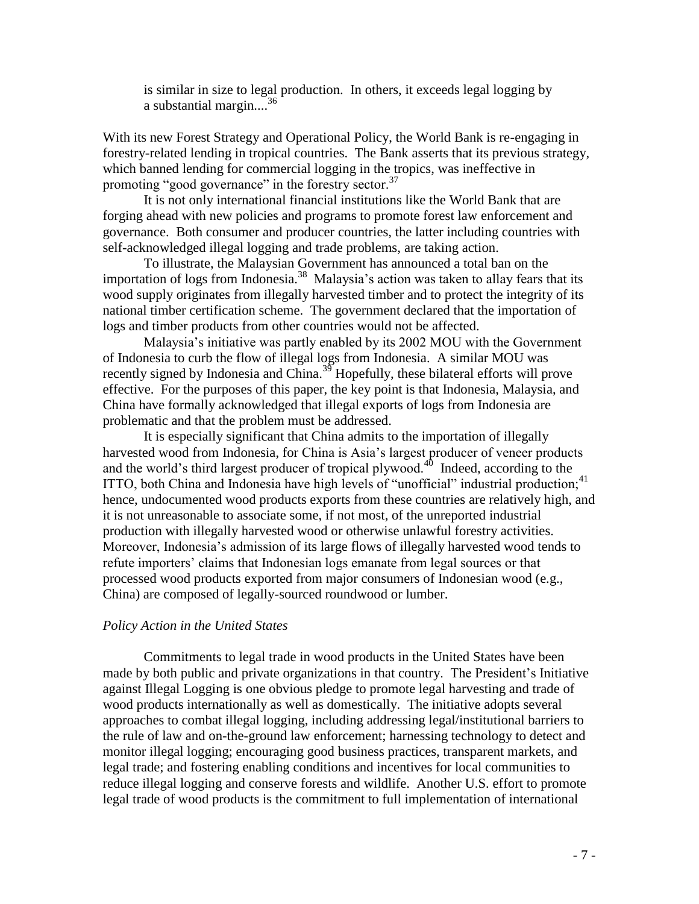is similar in size to legal production. In others, it exceeds legal logging by a substantial margin....[36]

With its new Forest Strategy and Operational Policy, the World Bank is re-engaging in forestry-related lending in tropical countries. The Bank asserts that its previous strategy, which banned lending for commercial logging in the tropics, was ineffective in promoting "good governance" in the forestry sector.[37]

It is not only international financial institutions like the World Bank that are forging ahead with new policies and programs to promote forest law enforcement and governance. Both consumer and producer countries, the latter including countries with self-acknowledged illegal logging and trade problems, are taking action.

To illustrate, the Malaysian Government has announced a total ban on the importation of logs from Indonesia.[38] Malaysia's action was taken to allay fears that its wood supply originates from illegally harvested timber and to protect the integrity of its national timber certification scheme. The government declared that the importation of logs and timber products from other countries would not be affected.

Malaysia's initiative was partly enabled by its 2002 MOU with the Government of Indonesia to curb the flow of illegal logs from Indonesia. A similar MOU was recently signed by Indonesia and China.[39] Hopefully, these bilateral efforts will prove effective. For the purposes of this paper, the key point is that Indonesia, Malaysia, and China have formally acknowledged that illegal exports of logs from Indonesia are problematic and that the problem must be addressed.

It is especially significant that China admits to the importation of illegally harvested wood from Indonesia, for China is Asia's largest producer of veneer products and the world's third largest producer of tropical plywood.[40] Indeed, according to the ITTO, both China and Indonesia have high levels of "unofficial" industrial production;[41] hence, undocumented wood products exports from these countries are relatively high, and it is not unreasonable to associate some, if not most, of the unreported industrial production with illegally harvested wood or otherwise unlawful forestry activities. Moreover, Indonesia's admission of its large flows of illegally harvested wood tends to refute importers' claims that Indonesian logs emanate from legal sources or that processed wood products exported from major consumers of Indonesian wood (e.g., China) are composed of legally-sourced roundwood or lumber.

*Policy Action in the United States*

Commitments to legal trade in wood products in the United States have been made by both public and private organizations in that country. The President's Initiative against Illegal Logging is one obvious pledge to promote legal harvesting and trade of wood products internationally as well as domestically. The initiative adopts several approaches to combat illegal logging, including addressing legal/institutional barriers to the rule of law and on-the-ground law enforcement; harnessing technology to detect and monitor illegal logging; encouraging good business practices, transparent markets, and legal trade; and fostering enabling conditions and incentives for local communities to reduce illegal logging and conserve forests and wildlife. Another U.S. effort to promote legal trade of wood products is the commitment to full implementation of international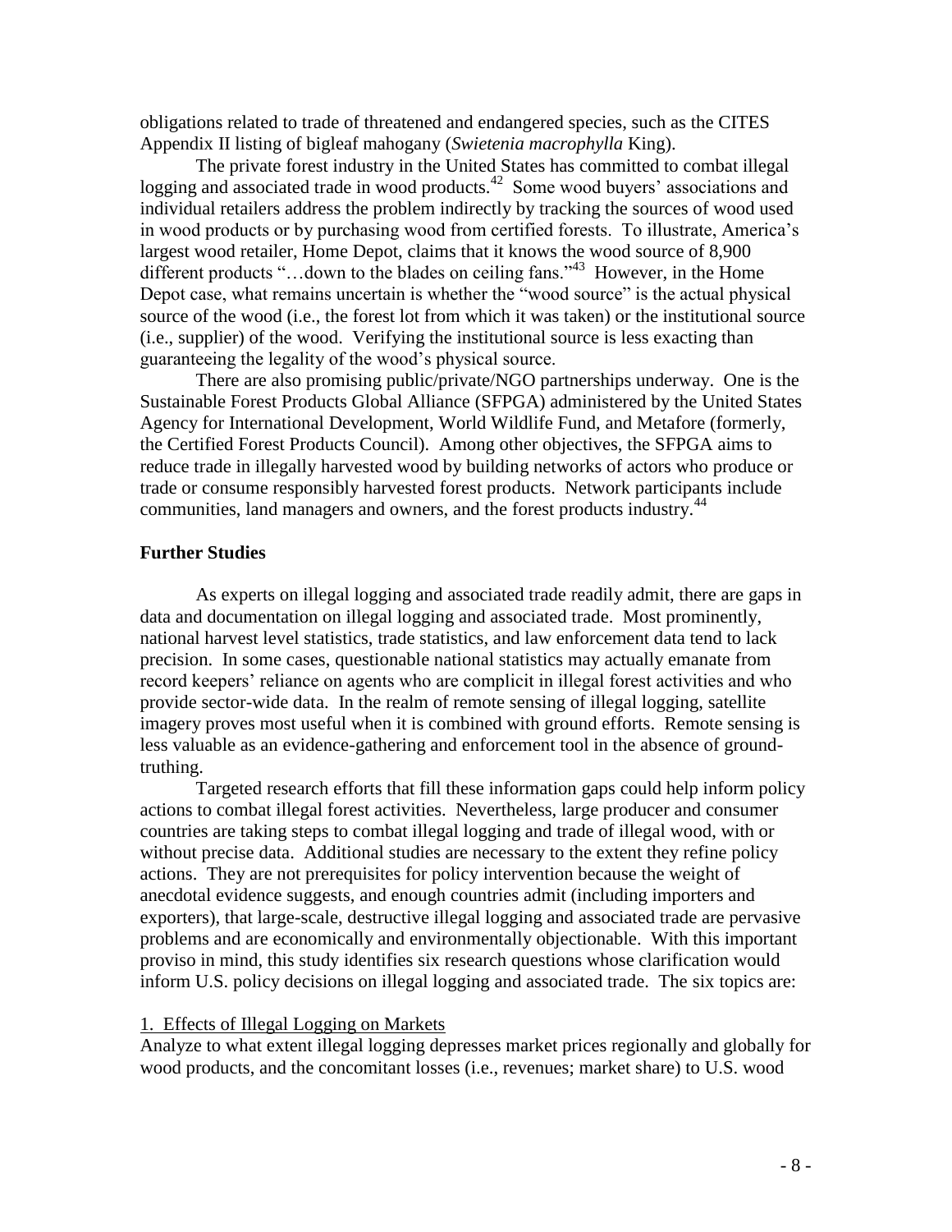obligations related to trade of threatened and endangered species, such as the CITES Appendix II listing of bigleaf mahogany (*Swietenia macrophylla* King).

The private forest industry in the United States has committed to combat illegal logging and associated trade in wood products.[42] Some wood buyers' associations and individual retailers address the problem indirectly by tracking the sources of wood used in wood products or by purchasing wood from certified forests. To illustrate, America's largest wood retailer, Home Depot, claims that it knows the wood source of 8,900 different products "…down to the blades on ceiling fans."[43] However, in the Home Depot case, what remains uncertain is whether the "wood source" is the actual physical source of the wood (i.e., the forest lot from which it was taken) or the institutional source (i.e., supplier) of the wood. Verifying the institutional source is less exacting than guaranteeing the legality of the wood's physical source.

There are also promising public/private/NGO partnerships underway. One is the Sustainable Forest Products Global Alliance (SFPGA) administered by the United States Agency for International Development, World Wildlife Fund, and Metafore (formerly, the Certified Forest Products Council). Among other objectives, the SFPGA aims to reduce trade in illegally harvested wood by building networks of actors who produce or trade or consume responsibly harvested forest products. Network participants include communities, land managers and owners, and the forest products industry.[44]

## Further Studies

As experts on illegal logging and associated trade readily admit, there are gaps in data and documentation on illegal logging and associated trade. Most prominently, national harvest level statistics, trade statistics, and law enforcement data tend to lack precision. In some cases, questionable national statistics may actually emanate from record keepers' reliance on agents who are complicit in illegal forest activities and who provide sector-wide data. In the realm of remote sensing of illegal logging, satellite imagery proves most useful when it is combined with ground efforts. Remote sensing is less valuable as an evidence-gathering and enforcement tool in the absence of ground-truthing.

Targeted research efforts that fill these information gaps could help inform policy actions to combat illegal forest activities. Nevertheless, large producer and consumer countries are taking steps to combat illegal logging and trade of illegal wood, with or without precise data. Additional studies are necessary to the extent they refine policy actions. They are not prerequisites for policy intervention because the weight of anecdotal evidence suggests, and enough countries admit (including importers and exporters), that large-scale, destructive illegal logging and associated trade are pervasive problems and are economically and environmentally objectionable. With this important proviso in mind, this study identifies six research questions whose clarification would inform U.S. policy decisions on illegal logging and associated trade. The six topics are:

1. Effects of Illegal Logging on Markets

Analyze to what extent illegal logging depresses market prices regionally and globally for wood products, and the concomitant losses (i.e., revenues; market share) to U.S. wood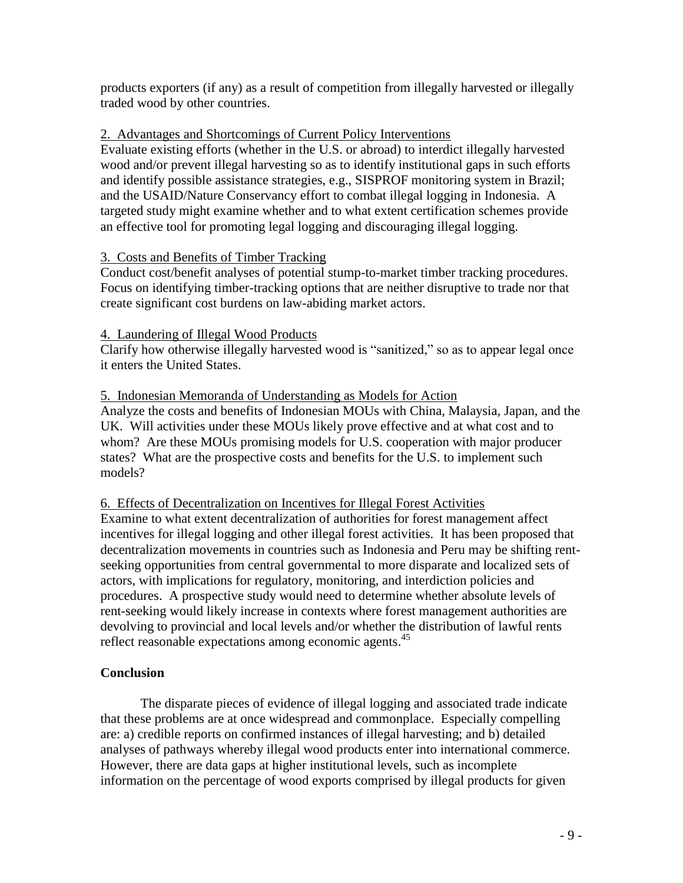products exporters (if any) as a result of competition from illegally harvested or illegally traded wood by other countries.

2. Advantages and Shortcomings of Current Policy Interventions

Evaluate existing efforts (whether in the U.S. or abroad) to interdict illegally harvested wood and/or prevent illegal harvesting so as to identify institutional gaps in such efforts and identify possible assistance strategies, e.g., SISPROF monitoring system in Brazil; and the USAID/Nature Conservancy effort to combat illegal logging in Indonesia. A targeted study might examine whether and to what extent certification schemes provide an effective tool for promoting legal logging and discouraging illegal logging.

3. Costs and Benefits of Timber Tracking

Conduct cost/benefit analyses of potential stump-to-market timber tracking procedures. Focus on identifying timber-tracking options that are neither disruptive to trade nor that create significant cost burdens on law-abiding market actors.

4. Laundering of Illegal Wood Products

Clarify how otherwise illegally harvested wood is "sanitized," so as to appear legal once it enters the United States.

5. Indonesian Memoranda of Understanding as Models for Action

Analyze the costs and benefits of Indonesian MOUs with China, Malaysia, Japan, and the UK. Will activities under these MOUs likely prove effective and at what cost and to whom? Are these MOUs promising models for U.S. cooperation with major producer states? What are the prospective costs and benefits for the U.S. to implement such models?

6. Effects of Decentralization on Incentives for Illegal Forest Activities

Examine to what extent decentralization of authorities for forest management affect incentives for illegal logging and other illegal forest activities. It has been proposed that decentralization movements in countries such as Indonesia and Peru may be shifting rent-seeking opportunities from central governmental to more disparate and localized sets of actors, with implications for regulatory, monitoring, and interdiction policies and procedures. A prospective study would need to determine whether absolute levels of rent-seeking would likely increase in contexts where forest management authorities are devolving to provincial and local levels and/or whether the distribution of lawful rents reflect reasonable expectations among economic agents.[45]

## Conclusion

The disparate pieces of evidence of illegal logging and associated trade indicate that these problems are at once widespread and commonplace. Especially compelling are: a) credible reports on confirmed instances of illegal harvesting; and b) detailed analyses of pathways whereby illegal wood products enter into international commerce. However, there are data gaps at higher institutional levels, such as incomplete information on the percentage of wood exports comprised by illegal products for given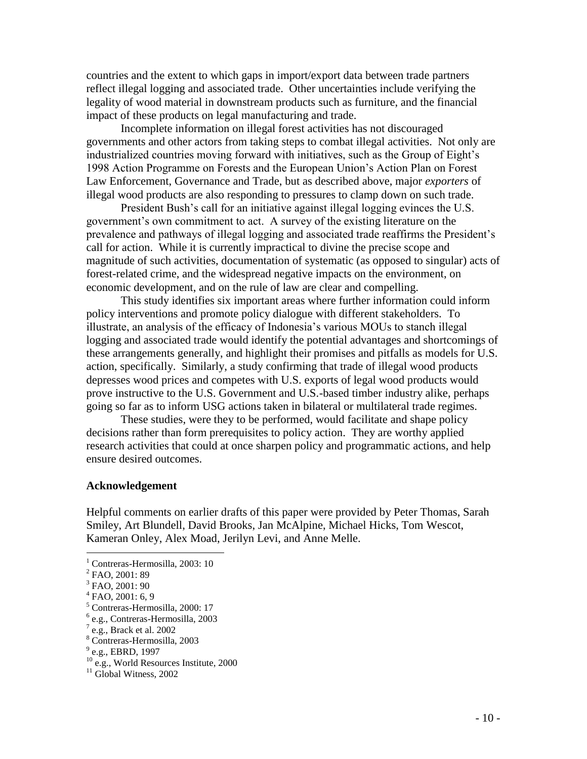countries and the extent to which gaps in import/export data between trade partners reflect illegal logging and associated trade. Other uncertainties include verifying the legality of wood material in downstream products such as furniture, and the financial impact of these products on legal manufacturing and trade.

Incomplete information on illegal forest activities has not discouraged governments and other actors from taking steps to combat illegal activities. Not only are industrialized countries moving forward with initiatives, such as the Group of Eight's 1998 Action Programme on Forests and the European Union's Action Plan on Forest Law Enforcement, Governance and Trade, but as described above, major *exporters* of illegal wood products are also responding to pressures to clamp down on such trade.

President Bush's call for an initiative against illegal logging evinces the U.S. government's own commitment to act. A survey of the existing literature on the prevalence and pathways of illegal logging and associated trade reaffirms the President's call for action. While it is currently impractical to divine the precise scope and magnitude of such activities, documentation of systematic (as opposed to singular) acts of forest-related crime, and the widespread negative impacts on the environment, on economic development, and on the rule of law are clear and compelling.

This study identifies six important areas where further information could inform policy interventions and promote policy dialogue with different stakeholders. To illustrate, an analysis of the efficacy of Indonesia's various MOUs to stanch illegal logging and associated trade would identify the potential advantages and shortcomings of these arrangements generally, and highlight their promises and pitfalls as models for U.S. action, specifically. Similarly, a study confirming that trade of illegal wood products depresses wood prices and competes with U.S. exports of legal wood products would prove instructive to the U.S. Government and U.S.-based timber industry alike, perhaps going so far as to inform USG actions taken in bilateral or multilateral trade regimes.

These studies, were they to be performed, would facilitate and shape policy decisions rather than form prerequisites to policy action. They are worthy applied research activities that could at once sharpen policy and programmatic actions, and help ensure desired outcomes.

**Acknowledgement**

Helpful comments on earlier drafts of this paper were provided by Peter Thomas, Sarah Smiley, Art Blundell, David Brooks, Jan McAlpine, Michael Hicks, Tom Wescot, Kameran Onley, Alex Moad, Jerilyn Levi, and Anne Melle.

---

[1] Contreras-Hermosilla, 2003: 10
[2] FAO, 2001: 89
[3] FAO, 2001: 90
[4] FAO, 2001: 6, 9
[5] Contreras-Hermosilla, 2000: 17
[6] e.g., Contreras-Hermosilla, 2003
[7] e.g., Brack et al. 2002
[8] Contreras-Hermosilla, 2003
[9] e.g., EBRD, 1997
[10] e.g., World Resources Institute, 2000
[11] Global Witness, 2002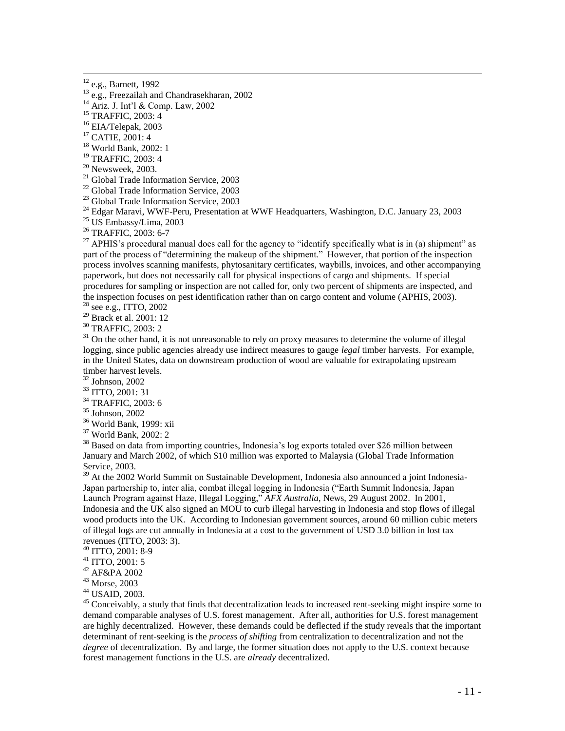[12] e.g., Barnett, 1992

[13] e.g., Freezailah and Chandrasekharan, 2002

[14] Ariz. J. Int'l & Comp. Law, 2002

[15] TRAFFIC, 2003: 4

[16] EIA/Telepak, 2003

[17] CATIE, 2001: 4

[18] World Bank, 2002: 1

[19] TRAFFIC, 2003: 4

[20] Newsweek, 2003.

[21] Global Trade Information Service, 2003

[22] Global Trade Information Service, 2003

[23] Global Trade Information Service, 2003

[24] Edgar Maravi, WWF-Peru, Presentation at WWF Headquarters, Washington, D.C. January 23, 2003

[25] US Embassy/Lima, 2003

[26] TRAFFIC, 2003: 6-7

[27] APHIS's procedural manual does call for the agency to "identify specifically what is in (a) shipment" as part of the process of "determining the makeup of the shipment." However, that portion of the inspection process involves scanning manifests, phytosanitary certificates, waybills, invoices, and other accompanying paperwork, but does not necessarily call for physical inspections of cargo and shipments. If special procedures for sampling or inspection are not called for, only two percent of shipments are inspected, and the inspection focuses on pest identification rather than on cargo content and volume (APHIS, 2003).

[28] see e.g., ITTO, 2002

[29] Brack et al. 2001: 12

[30] TRAFFIC, 2003: 2

[31] On the other hand, it is not unreasonable to rely on proxy measures to determine the volume of illegal logging, since public agencies already use indirect measures to gauge *legal* timber harvests. For example, in the United States, data on downstream production of wood are valuable for extrapolating upstream timber harvest levels.

[32] Johnson, 2002

[33] ITTO, 2001: 31

[34] TRAFFIC, 2003: 6

[35] Johnson, 2002

[36] World Bank, 1999: xii

[37] World Bank, 2002: 2

[38] Based on data from importing countries, Indonesia's log exports totaled over $26 million between January and March 2002, of which $10 million was exported to Malaysia (Global Trade Information Service, 2003.

[39] At the 2002 World Summit on Sustainable Development, Indonesia also announced a joint Indonesia-Japan partnership to, inter alia, combat illegal logging in Indonesia ("Earth Summit Indonesia, Japan Launch Program against Haze, Illegal Logging," *AFX Australia*, News, 29 August 2002. In 2001, Indonesia and the UK also signed an MOU to curb illegal harvesting in Indonesia and stop flows of illegal wood products into the UK. According to Indonesian government sources, around 60 million cubic meters of illegal logs are cut annually in Indonesia at a cost to the government of USD 3.0 billion in lost tax revenues (ITTO, 2003: 3).

[40] ITTO, 2001: 8-9

[41] ITTO, 2001: 5

[42] AF&PA 2002

[43] Morse, 2003

[44] USAID, 2003.

[45] Conceivably, a study that finds that decentralization leads to increased rent-seeking might inspire some to demand comparable analyses of U.S. forest management. After all, authorities for U.S. forest management are highly decentralized. However, these demands could be deflected if the study reveals that the important determinant of rent-seeking is the *process of shifting* from centralization to decentralization and not the *degree* of decentralization. By and large, the former situation does not apply to the U.S. context because forest management functions in the U.S. are *already* decentralized.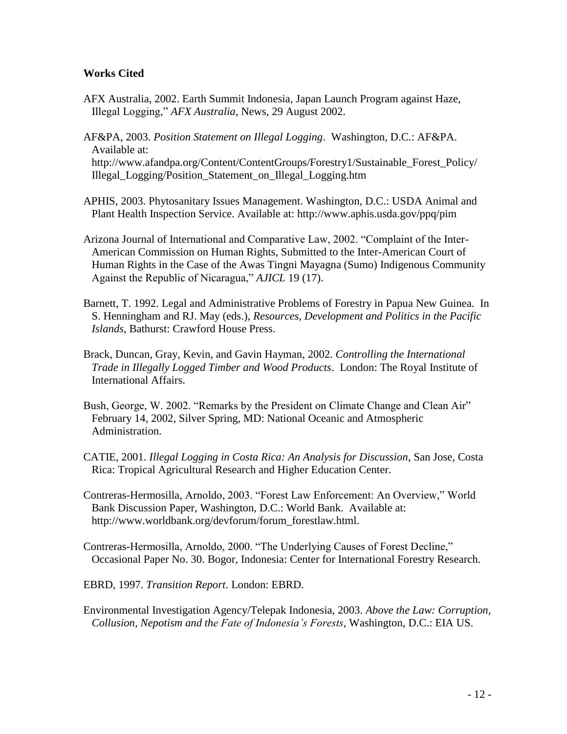**Works Cited**

AFX Australia, 2002. Earth Summit Indonesia, Japan Launch Program against Haze, Illegal Logging," *AFX Australia*, News, 29 August 2002.

AF&PA, 2003. *Position Statement on Illegal Logging*. Washington, D.C.: AF&PA. Available at: http://www.afandpa.org/Content/ContentGroups/Forestry1/Sustainable_Forest_Policy/Illegal_Logging/Position_Statement_on_Illegal_Logging.htm

APHIS, 2003. Phytosanitary Issues Management. Washington, D.C.: USDA Animal and Plant Health Inspection Service. Available at: http://www.aphis.usda.gov/ppq/pim

Arizona Journal of International and Comparative Law, 2002. "Complaint of the Inter-American Commission on Human Rights, Submitted to the Inter-American Court of Human Rights in the Case of the Awas Tingni Mayagna (Sumo) Indigenous Community Against the Republic of Nicaragua," *AJICL* 19 (17).

Barnett, T. 1992. Legal and Administrative Problems of Forestry in Papua New Guinea. In S. Henningham and RJ. May (eds.), *Resources, Development and Politics in the Pacific Islands*, Bathurst: Crawford House Press.

Brack, Duncan, Gray, Kevin, and Gavin Hayman, 2002. *Controlling the International Trade in Illegally Logged Timber and Wood Products*. London: The Royal Institute of International Affairs.

Bush, George, W. 2002. "Remarks by the President on Climate Change and Clean Air" February 14, 2002, Silver Spring, MD: National Oceanic and Atmospheric Administration.

CATIE, 2001. *Illegal Logging in Costa Rica: An Analysis for Discussion*, San Jose, Costa Rica: Tropical Agricultural Research and Higher Education Center.

Contreras-Hermosilla, Arnoldo, 2003. "Forest Law Enforcement: An Overview," World Bank Discussion Paper, Washington, D.C.: World Bank. Available at: http://www.worldbank.org/devforum/forum_forestlaw.html.

Contreras-Hermosilla, Arnoldo, 2000. "The Underlying Causes of Forest Decline," Occasional Paper No. 30. Bogor, Indonesia: Center for International Forestry Research.

EBRD, 1997. *Transition Report*. London: EBRD.

Environmental Investigation Agency/Telepak Indonesia, 2003. *Above the Law: Corruption, Collusion, Nepotism and the Fate of Indonesia's Forests*, Washington, D.C.: EIA US.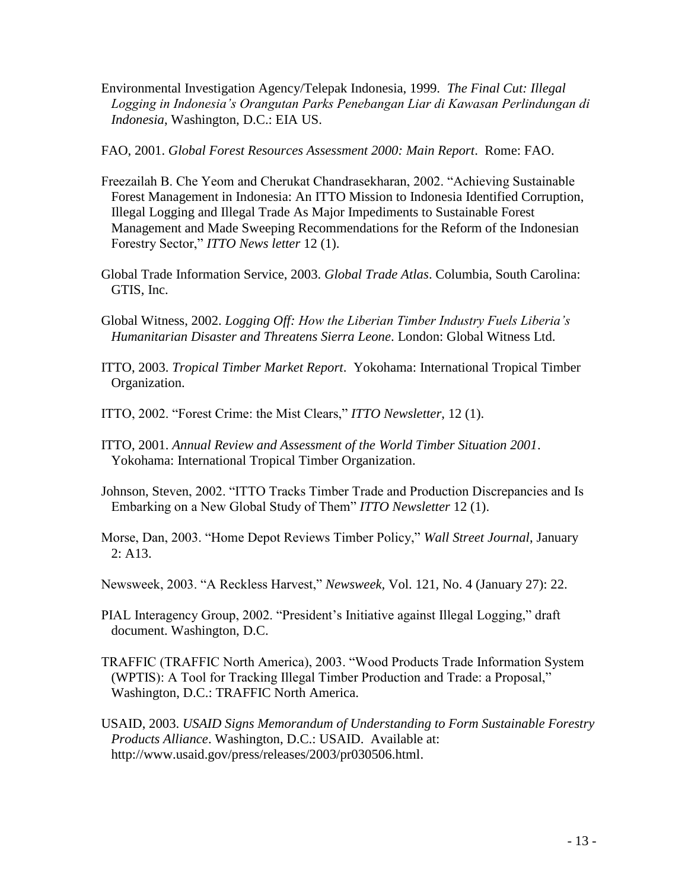Environmental Investigation Agency/Telepak Indonesia, 1999. *The Final Cut: Illegal Logging in Indonesia's Orangutan Parks Penebangan Liar di Kawasan Perlindungan di Indonesia*, Washington, D.C.: EIA US.

FAO, 2001. *Global Forest Resources Assessment 2000: Main Report*. Rome: FAO.

Freezailah B. Che Yeom and Cherukat Chandrasekharan, 2002. "Achieving Sustainable Forest Management in Indonesia: An ITTO Mission to Indonesia Identified Corruption, Illegal Logging and Illegal Trade As Major Impediments to Sustainable Forest Management and Made Sweeping Recommendations for the Reform of the Indonesian Forestry Sector," *ITTO News letter* 12 (1).

Global Trade Information Service, 2003. *Global Trade Atlas*. Columbia, South Carolina: GTIS, Inc.

Global Witness, 2002. *Logging Off: How the Liberian Timber Industry Fuels Liberia's Humanitarian Disaster and Threatens Sierra Leone*. London: Global Witness Ltd.

ITTO, 2003. *Tropical Timber Market Report*. Yokohama: International Tropical Timber Organization.

ITTO, 2002. "Forest Crime: the Mist Clears," *ITTO Newsletter*, 12 (1).

ITTO, 2001. *Annual Review and Assessment of the World Timber Situation 2001*. Yokohama: International Tropical Timber Organization.

Johnson, Steven, 2002. "ITTO Tracks Timber Trade and Production Discrepancies and Is Embarking on a New Global Study of Them" *ITTO Newsletter* 12 (1).

Morse, Dan, 2003. "Home Depot Reviews Timber Policy," *Wall Street Journal*, January 2: A13.

Newsweek, 2003. "A Reckless Harvest," *Newsweek*, Vol. 121, No. 4 (January 27): 22.

PIAL Interagency Group, 2002. "President's Initiative against Illegal Logging," draft document. Washington, D.C.

TRAFFIC (TRAFFIC North America), 2003. "Wood Products Trade Information System (WPTIS): A Tool for Tracking Illegal Timber Production and Trade: a Proposal," Washington, D.C.: TRAFFIC North America.

USAID, 2003. *USAID Signs Memorandum of Understanding to Form Sustainable Forestry Products Alliance*. Washington, D.C.: USAID. Available at: http://www.usaid.gov/press/releases/2003/pr030506.html.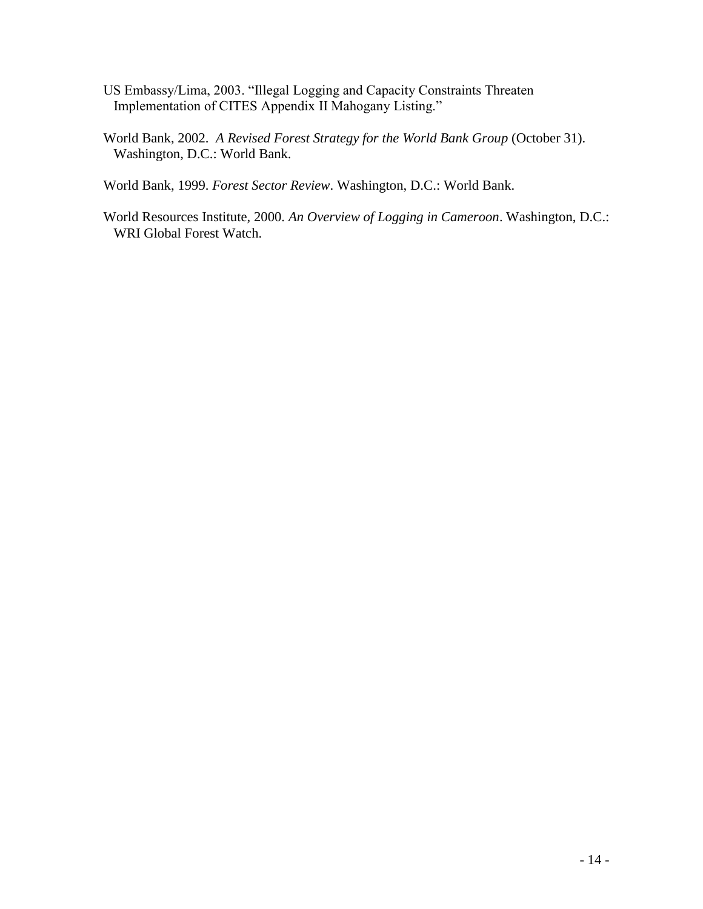US Embassy/Lima, 2003. "Illegal Logging and Capacity Constraints Threaten Implementation of CITES Appendix II Mahogany Listing."

World Bank, 2002. *A Revised Forest Strategy for the World Bank Group* (October 31). Washington, D.C.: World Bank.

World Bank, 1999. *Forest Sector Review*. Washington, D.C.: World Bank.

World Resources Institute, 2000. *An Overview of Logging in Cameroon*. Washington, D.C.: WRI Global Forest Watch.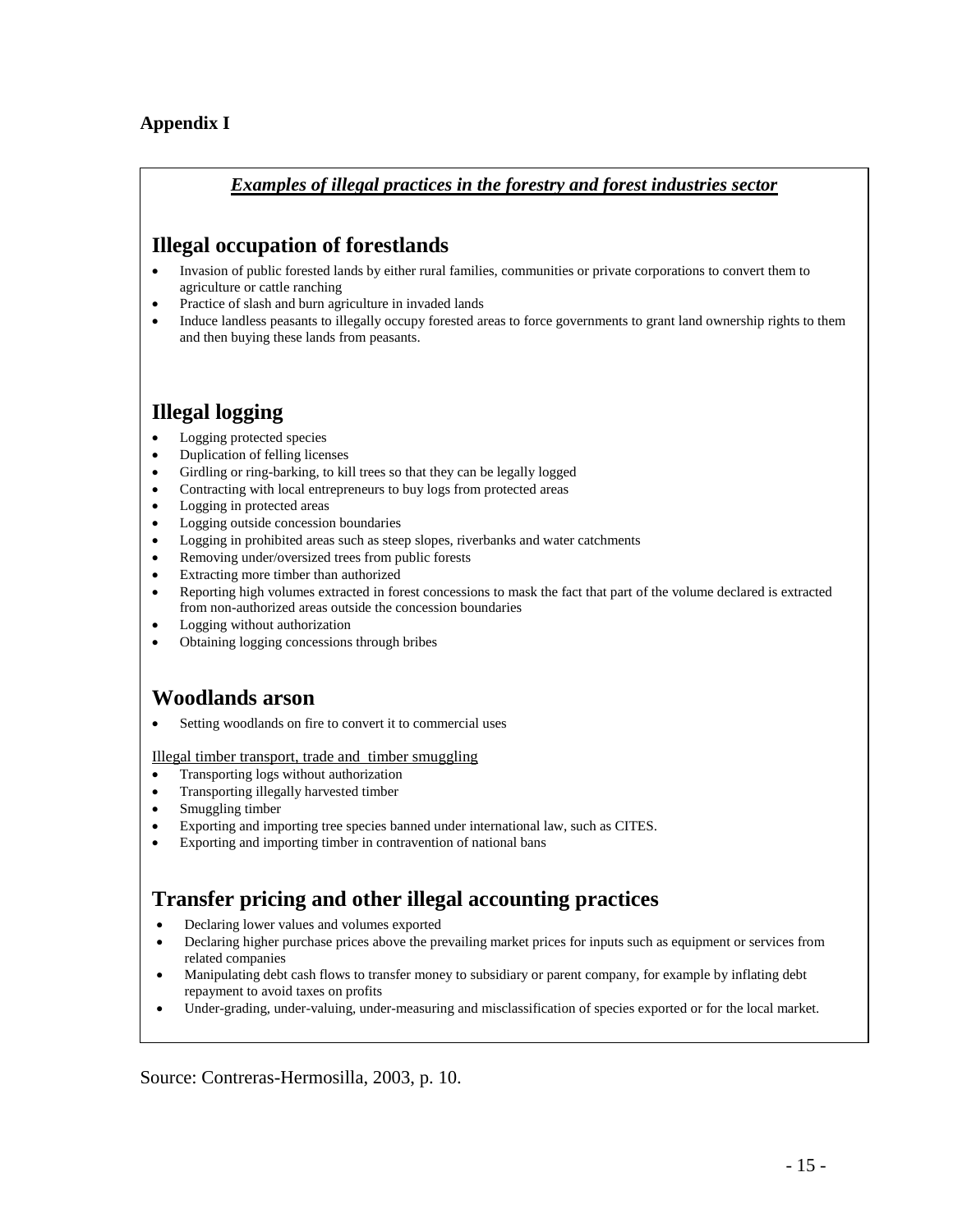## Appendix I

***Examples of illegal practices in the forestry and forest industries sector***

### Illegal occupation of forestlands

- Invasion of public forested lands by either rural families, communities or private corporations to convert them to agriculture or cattle ranching
- Practice of slash and burn agriculture in invaded lands
- Induce landless peasants to illegally occupy forested areas to force governments to grant land ownership rights to them and then buying these lands from peasants.

### Illegal logging

- Logging protected species
- Duplication of felling licenses
- Girdling or ring-barking, to kill trees so that they can be legally logged
- Contracting with local entrepreneurs to buy logs from protected areas
- Logging in protected areas
- Logging outside concession boundaries
- Logging in prohibited areas such as steep slopes, riverbanks and water catchments
- Removing under/oversized trees from public forests
- Extracting more timber than authorized
- Reporting high volumes extracted in forest concessions to mask the fact that part of the volume declared is extracted from non-authorized areas outside the concession boundaries
- Logging without authorization
- Obtaining logging concessions through bribes

### Woodlands arson

- Setting woodlands on fire to convert it to commercial uses

Illegal timber transport, trade and timber smuggling

- Transporting logs without authorization
- Transporting illegally harvested timber
- Smuggling timber
- Exporting and importing tree species banned under international law, such as CITES.
- Exporting and importing timber in contravention of national bans

### Transfer pricing and other illegal accounting practices

- Declaring lower values and volumes exported
- Declaring higher purchase prices above the prevailing market prices for inputs such as equipment or services from related companies
- Manipulating debt cash flows to transfer money to subsidiary or parent company, for example by inflating debt repayment to avoid taxes on profits
- Under-grading, under-valuing, under-measuring and misclassification of species exported or for the local market.

Source: Contreras-Hermosilla, 2003, p. 10.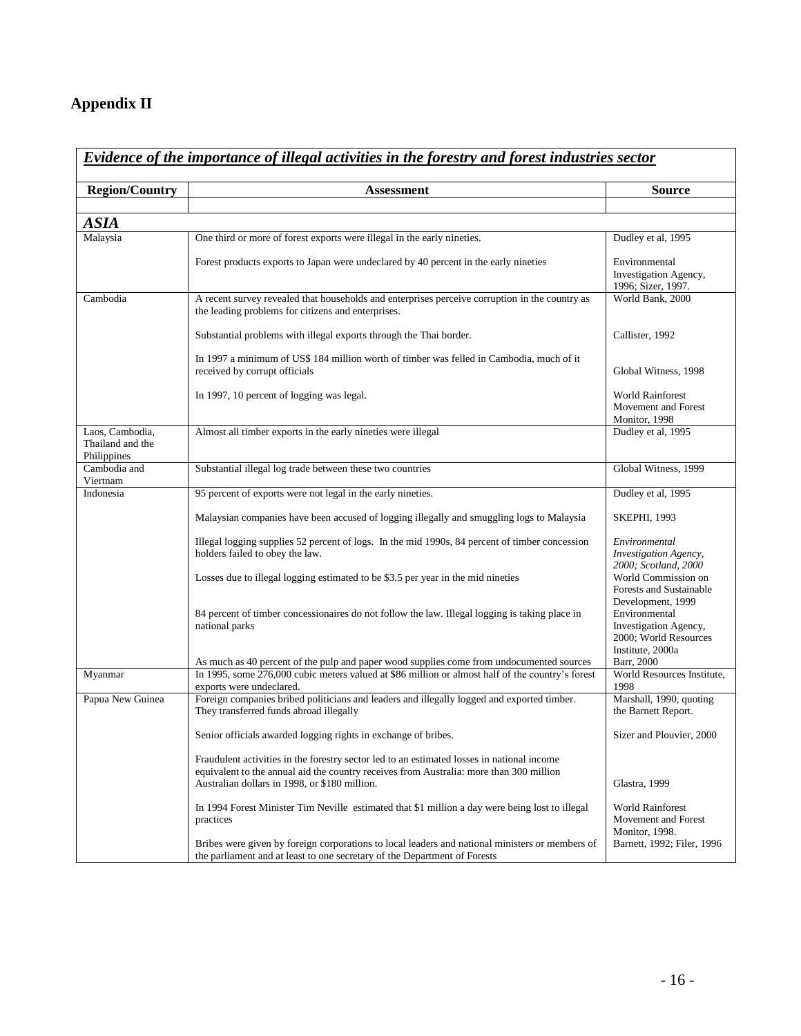# Appendix II

| ***Evidence of the importance of illegal activities in the forestry and forest industries sector*** | | |
|---|---|---|
| **Region/Country** | **Assessment** | **Source** |
| | | |
| ***ASIA*** | | |
| Malaysia | One third or more of forest exports were illegal in the early nineties. | Dudley et al, 1995 |
| | Forest products exports to Japan were undeclared by 40 percent in the early nineties | Environmental Investigation Agency, 1996; Sizer, 1997. |
| Cambodia | A recent survey revealed that households and enterprises perceive corruption in the country as the leading problems for citizens and enterprises. | World Bank, 2000 |
| | Substantial problems with illegal exports through the Thai border. | Callister, 1992 |
| | In 1997 a minimum of US$ 184 million worth of timber was felled in Cambodia, much of it received by corrupt officials | Global Witness, 1998 |
| | In 1997, 10 percent of logging was legal. | World Rainforest Movement and Forest Monitor, 1998 |
| Laos, Cambodia, Thailand and the Philippines | Almost all timber exports in the early nineties were illegal | Dudley et al, 1995 |
| Cambodia and Viertnam | Substantial illegal log trade between these two countries | Global Witness, 1999 |
| Indonesia | 95 percent of exports were not legal in the early nineties. | Dudley et al, 1995 |
| | Malaysian companies have been accused of logging illegally and smuggling logs to Malaysia | SKEPHI, 1993 |
| | Illegal logging supplies 52 percent of logs. In the mid 1990s, 84 percent of timber concession holders failed to obey the law. | *Environmental Investigation Agency, 2000; Scotland, 2000* |
| | Losses due to illegal logging estimated to be $3.5 per year in the mid nineties | World Commission on Forests and Sustainable Development, 1999 |
| | 84 percent of timber concessionaires do not follow the law. Illegal logging is taking place in national parks | Environmental Investigation Agency, 2000; World Resources Institute, 2000a |
| | As much as 40 percent of the pulp and paper wood supplies come from undocumented sources | Barr, 2000 |
| Myanmar | In 1995, some 276,000 cubic meters valued at $86 million or almost half of the country's forest exports were undeclared. | World Resources Institute, 1998 |
| Papua New Guinea | Foreign companies bribed politicians and leaders and illegally logged and exported timber. They transferred funds abroad illegally | Marshall, 1990, quoting the Barnett Report. |
| | Senior officials awarded logging rights in exchange of bribes. | Sizer and Plouvier, 2000 |
| | Fraudulent activities in the forestry sector led to an estimated losses in national income equivalent to the annual aid the country receives from Australia: more than 300 million Australian dollars in 1998, or $180 million. | Glastra, 1999 |
| | In 1994 Forest Minister Tim Neville estimated that $1 million a day were being lost to illegal practices | World Rainforest Movement and Forest Monitor, 1998. |
| | Bribes were given by foreign corporations to local leaders and national ministers or members of the parliament and at least to one secretary of the Department of Forests | Barnett, 1992; Filer, 1996 |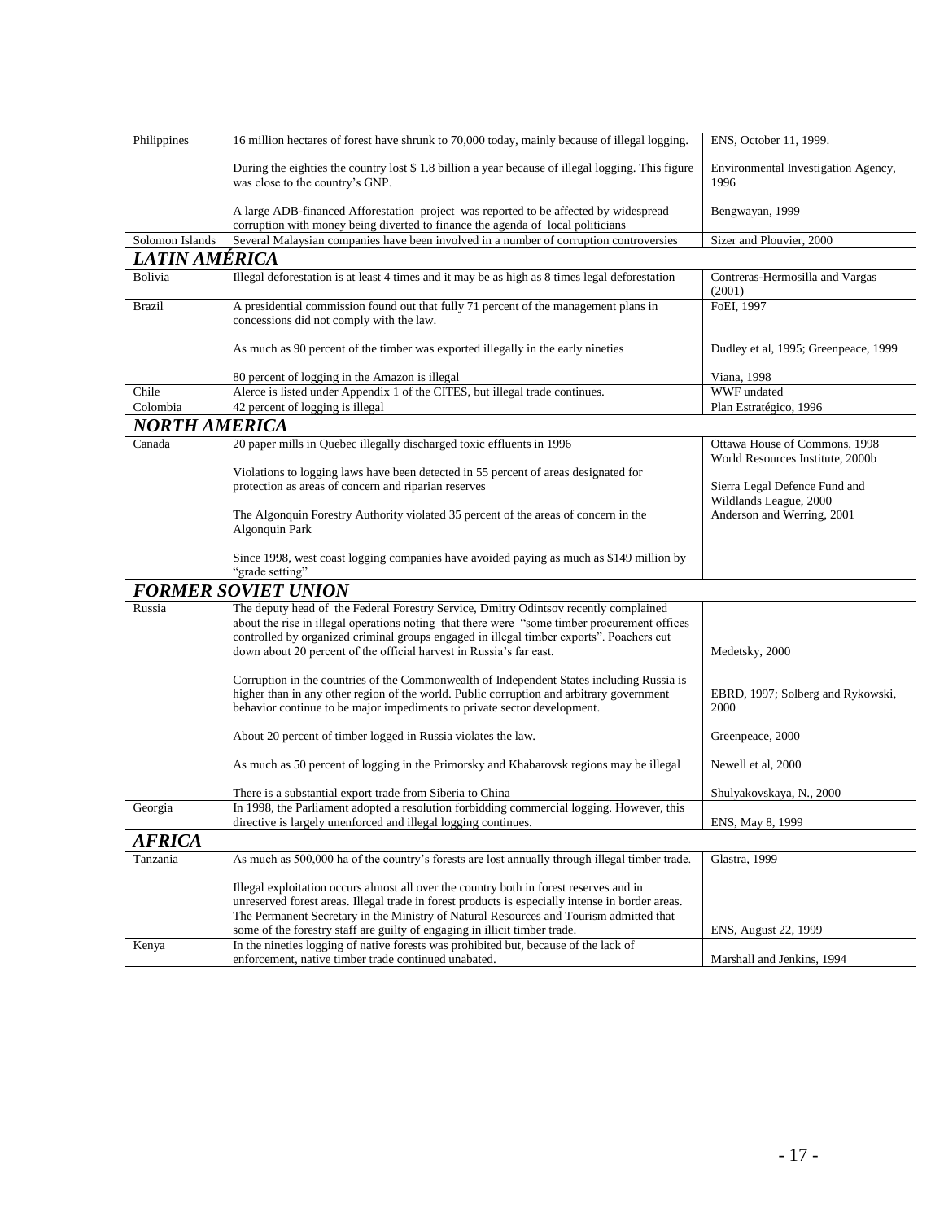| | | |
|---|---|---|
| Philippines | 16 million hectares of forest have shrunk to 70,000 today, mainly because of illegal logging. | ENS, October 11, 1999. |
| | During the eighties the country lost $ 1.8 billion a year because of illegal logging. This figure was close to the country's GNP. | Environmental Investigation Agency, 1996 |
| | A large ADB-financed Afforestation project was reported to be affected by widespread corruption with money being diverted to finance the agenda of local politicians | Bengwayan, 1999 |
| Solomon Islands | Several Malaysian companies have been involved in a number of corruption controversies | Sizer and Plouvier, 2000 |
| ***LATIN AMÉRICA*** | | |
| Bolivia | Illegal deforestation is at least 4 times and it may be as high as 8 times legal deforestation | Contreras-Hermosilla and Vargas (2001) |
| Brazil | A presidential commission found out that fully 71 percent of the management plans in concessions did not comply with the law. | FoEI, 1997 |
| | As much as 90 percent of the timber was exported illegally in the early nineties | Dudley et al, 1995; Greenpeace, 1999 |
| | 80 percent of logging in the Amazon is illegal | Viana, 1998 |
| Chile | Alerce is listed under Appendix 1 of the CITES, but illegal trade continues. | WWF undated |
| Colombia | 42 percent of logging is illegal | Plan Estratégico, 1996 |
| ***NORTH AMERICA*** | | |
| Canada | 20 paper mills in Quebec illegally discharged toxic effluents in 1996 | Ottawa House of Commons, 1998 World Resources Institute, 2000b |
| | Violations to logging laws have been detected in 55 percent of areas designated for protection as areas of concern and riparian reserves | Sierra Legal Defence Fund and Wildlands League, 2000 |
| | The Algonquin Forestry Authority violated 35 percent of the areas of concern in the Algonquin Park | Anderson and Werring, 2001 |
| | Since 1998, west coast logging companies have avoided paying as much as $149 million by "grade setting" | |
| ***FORMER SOVIET UNION*** | | |
| Russia | The deputy head of the Federal Forestry Service, Dmitry Odintsov recently complained about the rise in illegal operations noting that there were "some timber procurement offices controlled by organized criminal groups engaged in illegal timber exports". Poachers cut down about 20 percent of the official harvest in Russia's far east. | Medetsky, 2000 |
| | Corruption in the countries of the Commonwealth of Independent States including Russia is higher than in any other region of the world. Public corruption and arbitrary government behavior continue to be major impediments to private sector development. | EBRD, 1997; Solberg and Rykowski, 2000 |
| | About 20 percent of timber logged in Russia violates the law. | Greenpeace, 2000 |
| | As much as 50 percent of logging in the Primorsky and Khabarovsk regions may be illegal | Newell et al, 2000 |
| | There is a substantial export trade from Siberia to China | Shulyakovskaya, N., 2000 |
| Georgia | In 1998, the Parliament adopted a resolution forbidding commercial logging. However, this directive is largely unenforced and illegal logging continues. | ENS, May 8, 1999 |
| ***AFRICA*** | | |
| Tanzania | As much as 500,000 ha of the country's forests are lost annually through illegal timber trade. | Glastra, 1999 |
| | Illegal exploitation occurs almost all over the country both in forest reserves and in unreserved forest areas. Illegal trade in forest products is especially intense in border areas. The Permanent Secretary in the Ministry of Natural Resources and Tourism admitted that some of the forestry staff are guilty of engaging in illicit timber trade. | ENS, August 22, 1999 |
| Kenya | In the nineties logging of native forests was prohibited but, because of the lack of enforcement, native timber trade continued unabated. | Marshall and Jenkins, 1994 |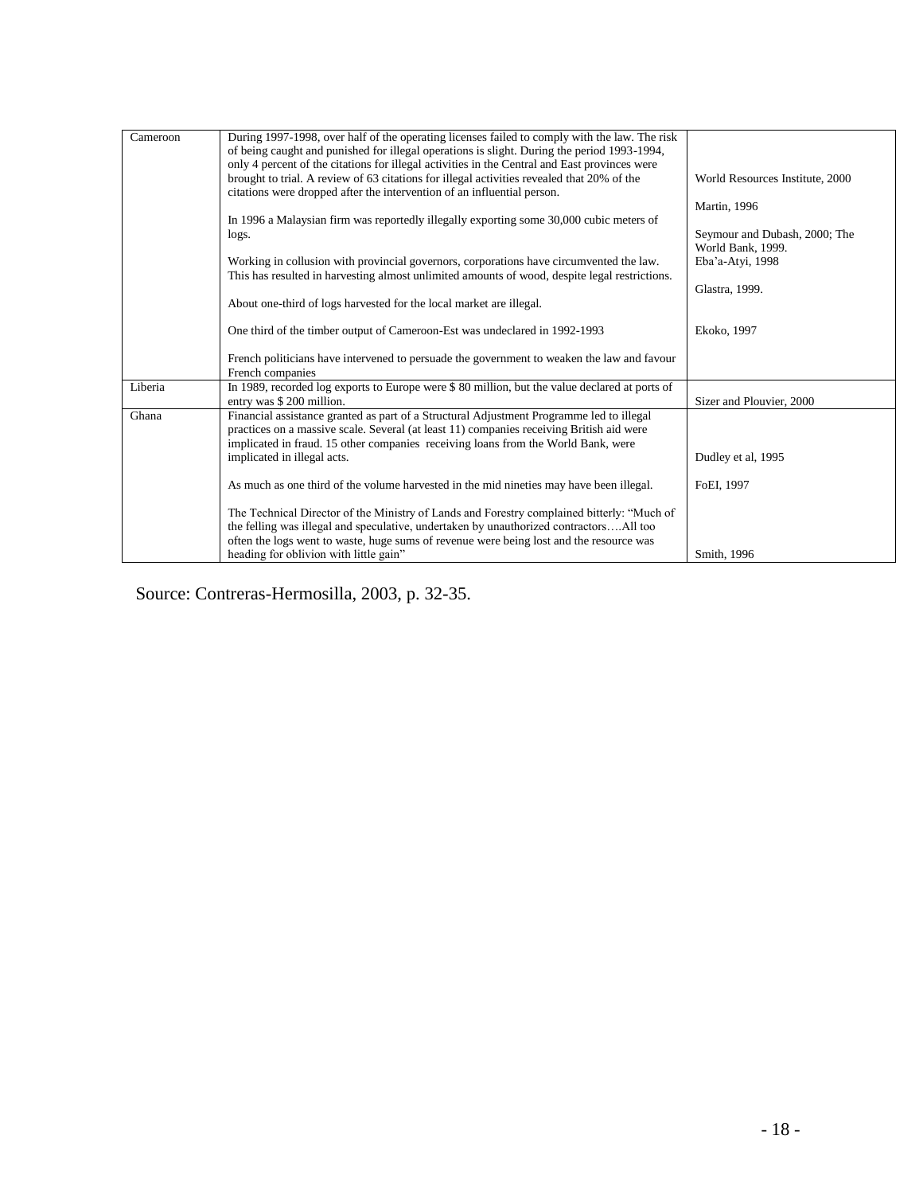| | | |
|---|---|---|
| Cameroon | During 1997-1998, over half of the operating licenses failed to comply with the law. The risk of being caught and punished for illegal operations is slight. During the period 1993-1994, only 4 percent of the citations for illegal activities in the Central and East provinces were brought to trial. A review of 63 citations for illegal activities revealed that 20% of the citations were dropped after the intervention of an influential person. | World Resources Institute, 2000 |
| | In 1996 a Malaysian firm was reportedly illegally exporting some 30,000 cubic meters of logs. | Martin, 1996 |
| | Working in collusion with provincial governors, corporations have circumvented the law. This has resulted in harvesting almost unlimited amounts of wood, despite legal restrictions. | Seymour and Dubash, 2000; The World Bank, 1999. |
| | About one-third of logs harvested for the local market are illegal. | Eba'a-Atyi, 1998 |
| | One third of the timber output of Cameroon-Est was undeclared in 1992-1993 | Glastra, 1999. |
| | French politicians have intervened to persuade the government to weaken the law and favour French companies | Ekoko, 1997 |
| Liberia | In 1989, recorded log exports to Europe were $ 80 million, but the value declared at ports of entry was $ 200 million. | Sizer and Plouvier, 2000 |
| Ghana | Financial assistance granted as part of a Structural Adjustment Programme led to illegal practices on a massive scale. Several (at least 11) companies receiving British aid were implicated in fraud. 15 other companies receiving loans from the World Bank, were implicated in illegal acts. | Dudley et al, 1995 |
| | As much as one third of the volume harvested in the mid nineties may have been illegal. | FoEI, 1997 |
| | The Technical Director of the Ministry of Lands and Forestry complained bitterly: "Much of the felling was illegal and speculative, undertaken by unauthorized contractors….All too often the logs went to waste, huge sums of revenue were being lost and the resource was heading for oblivion with little gain" | Smith, 1996 |

Source: Contreras-Hermosilla, 2003, p. 32-35.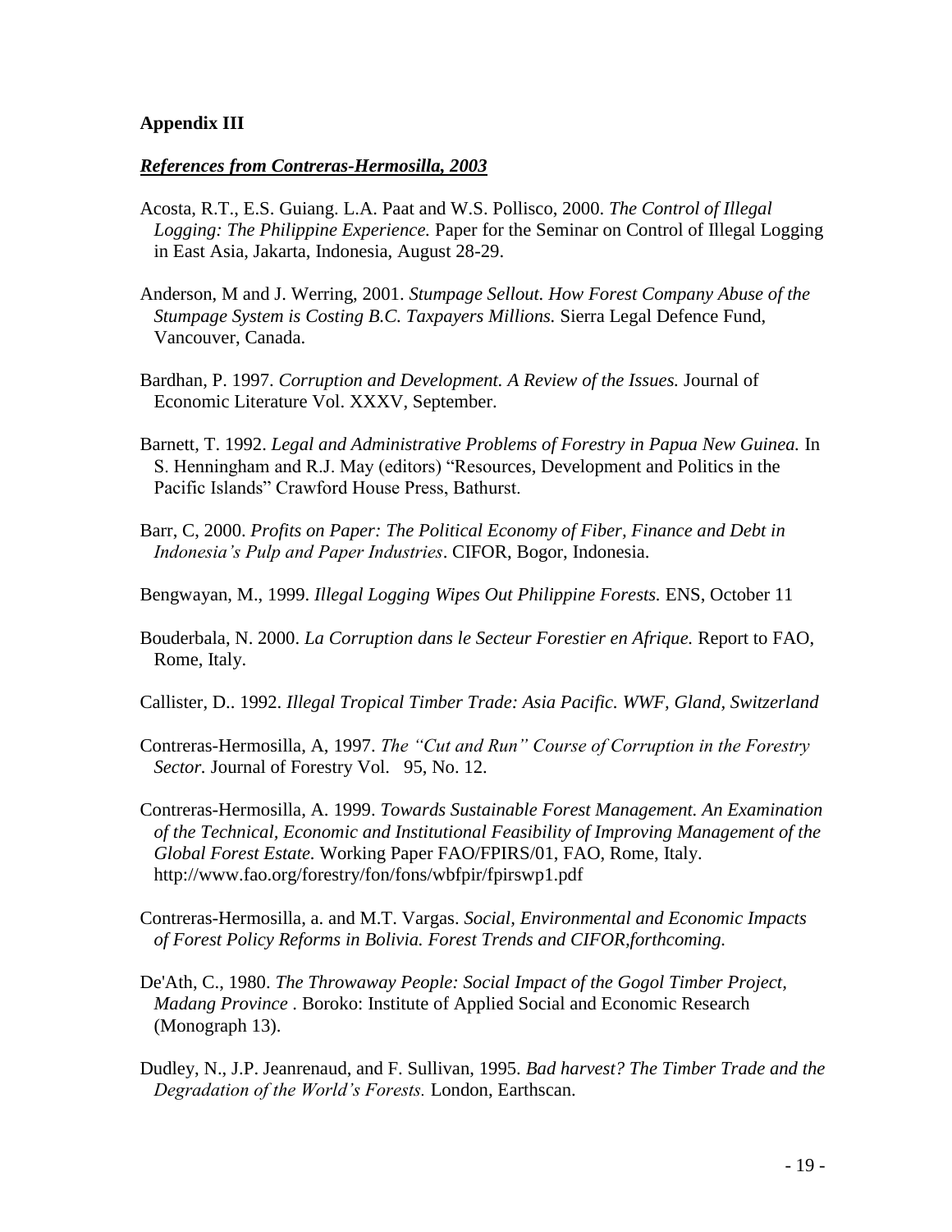## Appendix III

### ***References from Contreras-Hermosilla, 2003***

Acosta, R.T., E.S. Guiang. L.A. Paat and W.S. Pollisco, 2000. *The Control of Illegal Logging: The Philippine Experience.* Paper for the Seminar on Control of Illegal Logging in East Asia, Jakarta, Indonesia, August 28-29.

Anderson, M and J. Werring, 2001. *Stumpage Sellout. How Forest Company Abuse of the Stumpage System is Costing B.C. Taxpayers Millions.* Sierra Legal Defence Fund, Vancouver, Canada.

Bardhan, P. 1997. *Corruption and Development. A Review of the Issues.* Journal of Economic Literature Vol. XXXV, September.

Barnett, T. 1992. *Legal and Administrative Problems of Forestry in Papua New Guinea.* In S. Henningham and R.J. May (editors) "Resources, Development and Politics in the Pacific Islands" Crawford House Press, Bathurst.

Barr, C, 2000. *Profits on Paper: The Political Economy of Fiber, Finance and Debt in Indonesia's Pulp and Paper Industries*. CIFOR, Bogor, Indonesia.

Bengwayan, M., 1999. *Illegal Logging Wipes Out Philippine Forests.* ENS, October 11

Bouderbala, N. 2000. *La Corruption dans le Secteur Forestier en Afrique.* Report to FAO, Rome, Italy.

Callister, D.. 1992. *Illegal Tropical Timber Trade: Asia Pacific. WWF, Gland, Switzerland*

Contreras-Hermosilla, A, 1997. *The "Cut and Run" Course of Corruption in the Forestry Sector.* Journal of Forestry Vol. 95, No. 12.

Contreras-Hermosilla, A. 1999. *Towards Sustainable Forest Management. An Examination of the Technical, Economic and Institutional Feasibility of Improving Management of the Global Forest Estate.* Working Paper FAO/FPIRS/01, FAO, Rome, Italy. http://www.fao.org/forestry/fon/fons/wbfpir/fpirswp1.pdf

Contreras-Hermosilla, a. and M.T. Vargas. *Social, Environmental and Economic Impacts of Forest Policy Reforms in Bolivia. Forest Trends and CIFOR,forthcoming.*

De'Ath, C., 1980. *The Throwaway People: Social Impact of the Gogol Timber Project, Madang Province* . Boroko: Institute of Applied Social and Economic Research (Monograph 13).

Dudley, N., J.P. Jeanrenaud, and F. Sullivan, 1995. *Bad harvest? The Timber Trade and the Degradation of the World's Forests.* London, Earthscan.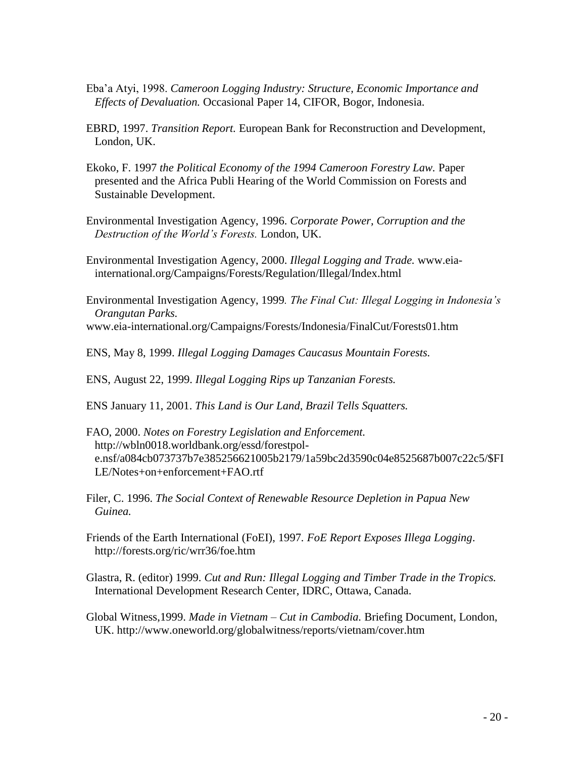Eba'a Atyi, 1998. *Cameroon Logging Industry: Structure, Economic Importance and Effects of Devaluation.* Occasional Paper 14, CIFOR, Bogor, Indonesia.

EBRD, 1997. *Transition Report.* European Bank for Reconstruction and Development, London, UK.

Ekoko, F. 1997 *the Political Economy of the 1994 Cameroon Forestry Law.* Paper presented and the Africa Publi Hearing of the World Commission on Forests and Sustainable Development.

Environmental Investigation Agency, 1996. *Corporate Power, Corruption and the Destruction of the World's Forests.* London, UK.

Environmental Investigation Agency, 2000. *Illegal Logging and Trade.* www.eia-international.org/Campaigns/Forests/Regulation/Illegal/Index.html

Environmental Investigation Agency, 1999*. The Final Cut: Illegal Logging in Indonesia's Orangutan Parks.*
www.eia-international.org/Campaigns/Forests/Indonesia/FinalCut/Forests01.htm

ENS, May 8, 1999. *Illegal Logging Damages Caucasus Mountain Forests.*

ENS, August 22, 1999. *Illegal Logging Rips up Tanzanian Forests.*

ENS January 11, 2001. *This Land is Our Land, Brazil Tells Squatters.*

FAO, 2000. *Notes on Forestry Legislation and Enforcement.* http://wbln0018.worldbank.org/essd/forestpol-e.nsf/a084cb073737b7e385256621005b2179/1a59bc2d3590c04e8525687b007c22c5/$FILE/Notes+on+enforcement+FAO.rtf

Filer, C. 1996. *The Social Context of Renewable Resource Depletion in Papua New Guinea.*

Friends of the Earth International (FoEI), 1997. *FoE Report Exposes Illega Logging*. http://forests.org/ric/wrr36/foe.htm

Glastra, R. (editor) 1999. *Cut and Run: Illegal Logging and Timber Trade in the Tropics.* International Development Research Center, IDRC, Ottawa, Canada.

Global Witness,1999. *Made in Vietnam – Cut in Cambodia.* Briefing Document, London, UK. http://www.oneworld.org/globalwitness/reports/vietnam/cover.htm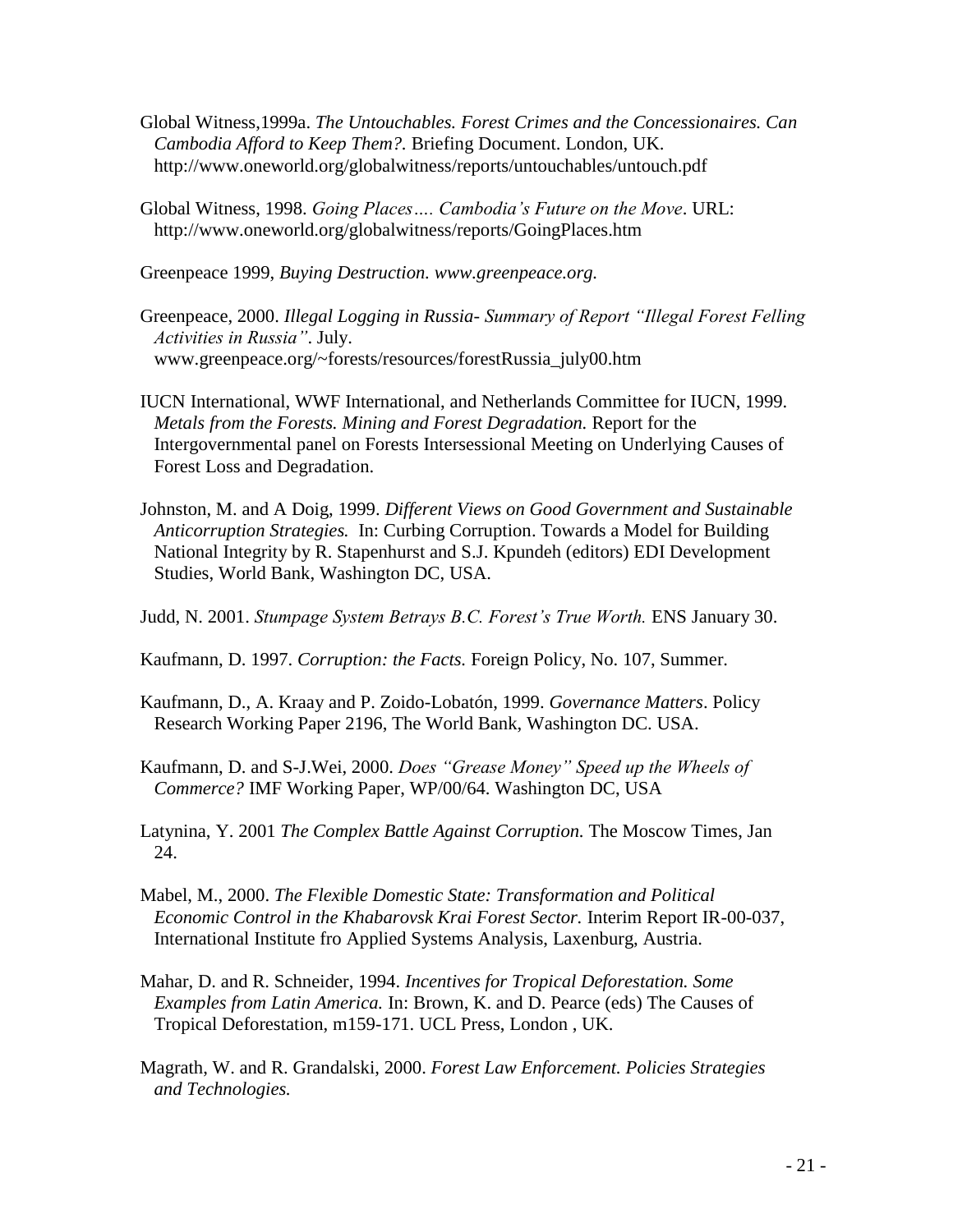Global Witness,1999a. *The Untouchables. Forest Crimes and the Concessionaires. Can Cambodia Afford to Keep Them?.* Briefing Document. London, UK. http://www.oneworld.org/globalwitness/reports/untouchables/untouch.pdf

Global Witness, 1998. *Going Places…. Cambodia's Future on the Move*. URL: http://www.oneworld.org/globalwitness/reports/GoingPlaces.htm

Greenpeace 1999, *Buying Destruction. www.greenpeace.org.*

Greenpeace, 2000. *Illegal Logging in Russia- Summary of Report "Illegal Forest Felling Activities in Russia"*. July. www.greenpeace.org/~forests/resources/forestRussia_july00.htm

IUCN International, WWF International, and Netherlands Committee for IUCN, 1999. *Metals from the Forests. Mining and Forest Degradation.* Report for the Intergovernmental panel on Forests Intersessional Meeting on Underlying Causes of Forest Loss and Degradation.

Johnston, M. and A Doig, 1999. *Different Views on Good Government and Sustainable Anticorruption Strategies.* In: Curbing Corruption. Towards a Model for Building National Integrity by R. Stapenhurst and S.J. Kpundeh (editors) EDI Development Studies, World Bank, Washington DC, USA.

Judd, N. 2001. *Stumpage System Betrays B.C. Forest's True Worth.* ENS January 30.

Kaufmann, D. 1997. *Corruption: the Facts.* Foreign Policy, No. 107, Summer.

Kaufmann, D., A. Kraay and P. Zoido-Lobatón, 1999. *Governance Matters*. Policy Research Working Paper 2196, The World Bank, Washington DC. USA.

Kaufmann, D. and S-J.Wei, 2000. *Does "Grease Money" Speed up the Wheels of Commerce?* IMF Working Paper, WP/00/64. Washington DC, USA

Latynina, Y. 2001 *The Complex Battle Against Corruption.* The Moscow Times, Jan 24.

Mabel, M., 2000. *The Flexible Domestic State: Transformation and Political Economic Control in the Khabarovsk Krai Forest Sector.* Interim Report IR-00-037, International Institute fro Applied Systems Analysis, Laxenburg, Austria.

Mahar, D. and R. Schneider, 1994. *Incentives for Tropical Deforestation. Some Examples from Latin America.* In: Brown, K. and D. Pearce (eds) The Causes of Tropical Deforestation, m159-171. UCL Press, London , UK.

Magrath, W. and R. Grandalski, 2000. *Forest Law Enforcement. Policies Strategies and Technologies.*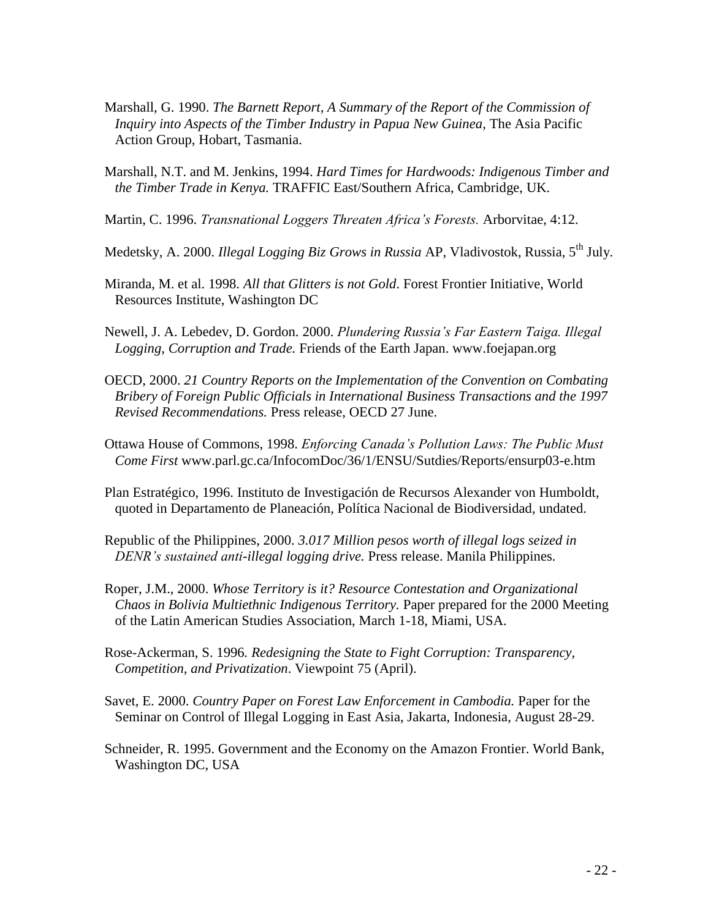Marshall, G. 1990. *The Barnett Report, A Summary of the Report of the Commission of Inquiry into Aspects of the Timber Industry in Papua New Guinea*, The Asia Pacific Action Group, Hobart, Tasmania.

Marshall, N.T. and M. Jenkins, 1994. *Hard Times for Hardwoods: Indigenous Timber and the Timber Trade in Kenya.* TRAFFIC East/Southern Africa, Cambridge, UK.

Martin, C. 1996. *Transnational Loggers Threaten Africa's Forests.* Arborvitae, 4:12.

Medetsky, A. 2000. *Illegal Logging Biz Grows in Russia* AP, Vladivostok, Russia, 5th July.

Miranda, M. et al. 1998. *All that Glitters is not Gold*. Forest Frontier Initiative, World Resources Institute, Washington DC

Newell, J. A. Lebedev, D. Gordon. 2000. *Plundering Russia's Far Eastern Taiga. Illegal Logging, Corruption and Trade.* Friends of the Earth Japan. www.foejapan.org

OECD, 2000. *21 Country Reports on the Implementation of the Convention on Combating Bribery of Foreign Public Officials in International Business Transactions and the 1997 Revised Recommendations.* Press release, OECD 27 June.

Ottawa House of Commons, 1998. *Enforcing Canada's Pollution Laws: The Public Must Come First* www.parl.gc.ca/InfocomDoc/36/1/ENSU/Sutdies/Reports/ensurp03-e.htm

Plan Estratégico, 1996. Instituto de Investigación de Recursos Alexander von Humboldt, quoted in Departamento de Planeación, Política Nacional de Biodiversidad, undated.

Republic of the Philippines, 2000. *3.017 Million pesos worth of illegal logs seized in DENR's sustained anti-illegal logging drive.* Press release. Manila Philippines.

Roper, J.M., 2000. *Whose Territory is it? Resource Contestation and Organizational Chaos in Bolivia Multiethnic Indigenous Territory.* Paper prepared for the 2000 Meeting of the Latin American Studies Association, March 1-18, Miami, USA.

Rose-Ackerman, S. 1996*. Redesigning the State to Fight Corruption: Transparency, Competition, and Privatization*. Viewpoint 75 (April).

Savet, E. 2000. *Country Paper on Forest Law Enforcement in Cambodia.* Paper for the Seminar on Control of Illegal Logging in East Asia, Jakarta, Indonesia, August 28-29.

Schneider, R. 1995. Government and the Economy on the Amazon Frontier. World Bank, Washington DC, USA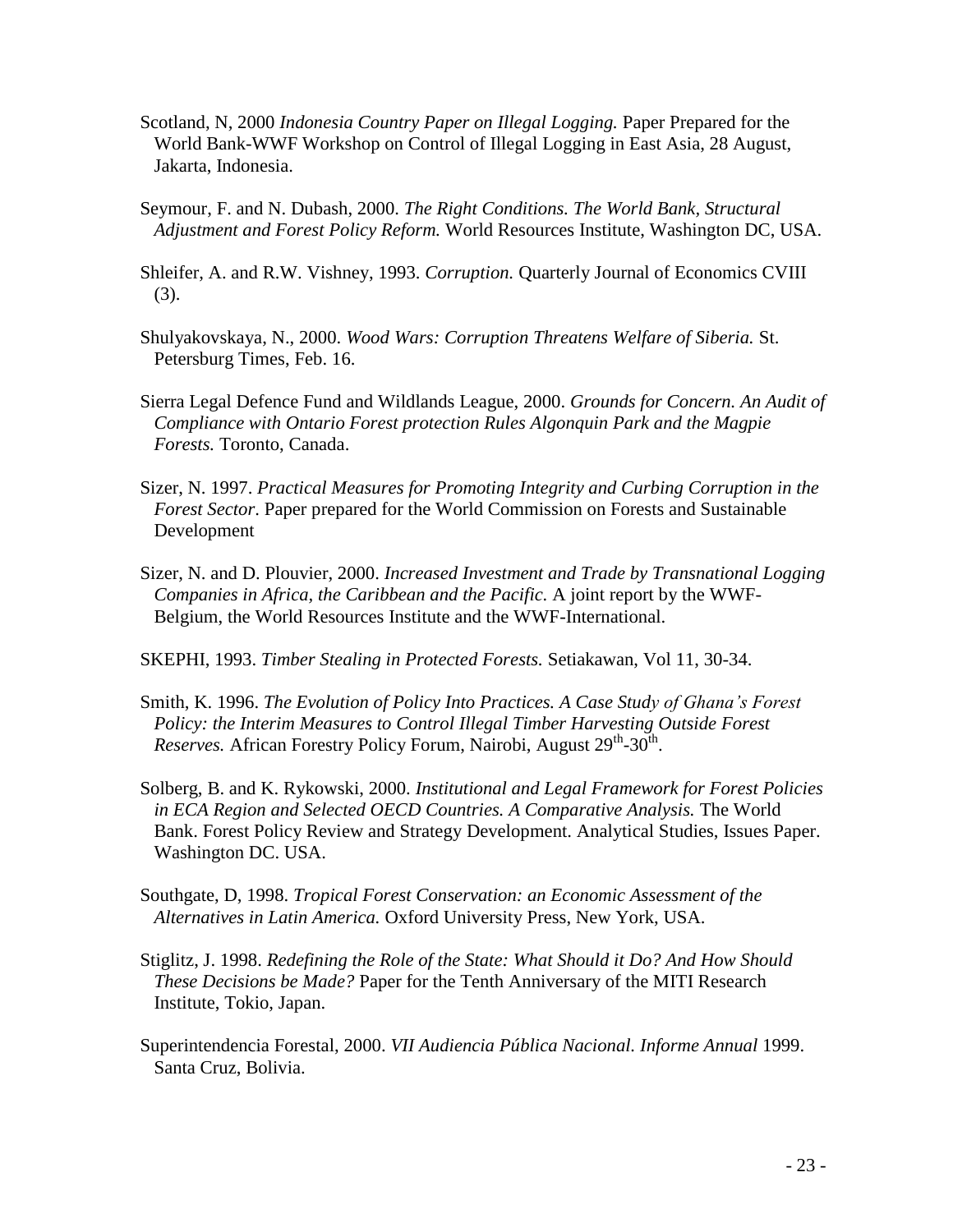Scotland, N, 2000 *Indonesia Country Paper on Illegal Logging.* Paper Prepared for the World Bank-WWF Workshop on Control of Illegal Logging in East Asia, 28 August, Jakarta, Indonesia.

Seymour, F. and N. Dubash, 2000. *The Right Conditions. The World Bank, Structural Adjustment and Forest Policy Reform.* World Resources Institute, Washington DC, USA.

Shleifer, A. and R.W. Vishney, 1993. *Corruption.* Quarterly Journal of Economics CVIII (3).

Shulyakovskaya, N., 2000. *Wood Wars: Corruption Threatens Welfare of Siberia.* St. Petersburg Times, Feb. 16.

Sierra Legal Defence Fund and Wildlands League, 2000. *Grounds for Concern. An Audit of Compliance with Ontario Forest protection Rules Algonquin Park and the Magpie Forests.* Toronto, Canada.

Sizer, N. 1997. *Practical Measures for Promoting Integrity and Curbing Corruption in the Forest Sector.* Paper prepared for the World Commission on Forests and Sustainable Development

Sizer, N. and D. Plouvier, 2000. *Increased Investment and Trade by Transnational Logging Companies in Africa, the Caribbean and the Pacific.* A joint report by the WWF-Belgium, the World Resources Institute and the WWF-International.

SKEPHI, 1993. *Timber Stealing in Protected Forests.* Setiakawan, Vol 11, 30-34.

Smith, K. 1996. *The Evolution of Policy Into Practices. A Case Study of Ghana's Forest Policy: the Interim Measures to Control Illegal Timber Harvesting Outside Forest Reserves.* African Forestry Policy Forum, Nairobi, August 29th-30th.

Solberg, B. and K. Rykowski, 2000. *Institutional and Legal Framework for Forest Policies in ECA Region and Selected OECD Countries. A Comparative Analysis.* The World Bank. Forest Policy Review and Strategy Development. Analytical Studies, Issues Paper. Washington DC. USA.

Southgate, D, 1998. *Tropical Forest Conservation: an Economic Assessment of the Alternatives in Latin America.* Oxford University Press, New York, USA.

Stiglitz, J. 1998. *Redefining the Role of the State: What Should it Do? And How Should These Decisions be Made?* Paper for the Tenth Anniversary of the MITI Research Institute, Tokio, Japan.

Superintendencia Forestal, 2000. *VII Audiencia Pública Nacional. Informe Annual* 1999. Santa Cruz, Bolivia.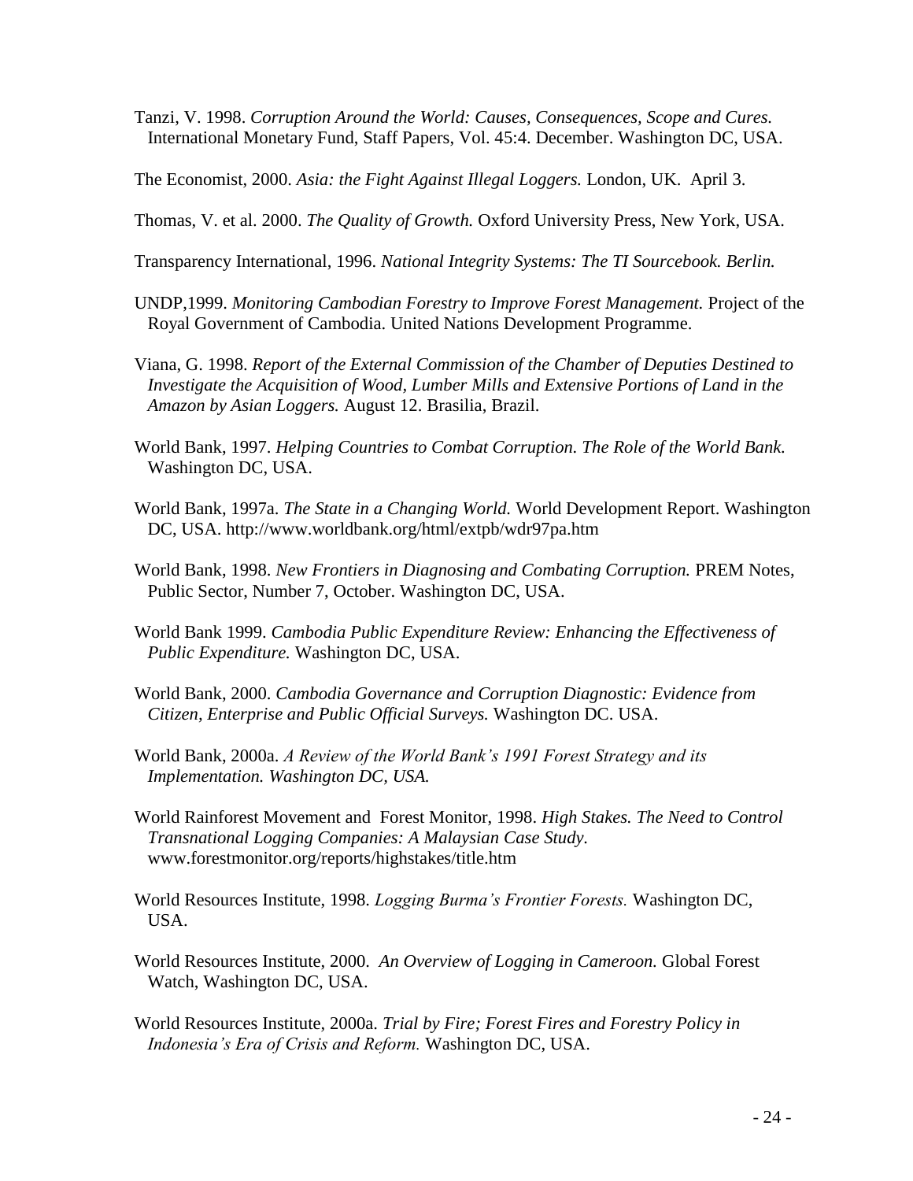Tanzi, V. 1998. *Corruption Around the World: Causes, Consequences, Scope and Cures.* International Monetary Fund, Staff Papers, Vol. 45:4. December. Washington DC, USA.

The Economist, 2000. *Asia: the Fight Against Illegal Loggers.* London, UK. April 3.

Thomas, V. et al. 2000. *The Quality of Growth.* Oxford University Press, New York, USA.

Transparency International, 1996. *National Integrity Systems: The TI Sourcebook. Berlin.*

UNDP,1999. *Monitoring Cambodian Forestry to Improve Forest Management.* Project of the Royal Government of Cambodia. United Nations Development Programme.

Viana, G. 1998. *Report of the External Commission of the Chamber of Deputies Destined to Investigate the Acquisition of Wood, Lumber Mills and Extensive Portions of Land in the Amazon by Asian Loggers.* August 12. Brasilia, Brazil.

World Bank, 1997. *Helping Countries to Combat Corruption. The Role of the World Bank.* Washington DC, USA.

World Bank, 1997a. *The State in a Changing World.* World Development Report. Washington DC, USA. http://www.worldbank.org/html/extpb/wdr97pa.htm

World Bank, 1998. *New Frontiers in Diagnosing and Combating Corruption.* PREM Notes, Public Sector, Number 7, October. Washington DC, USA.

World Bank 1999. *Cambodia Public Expenditure Review: Enhancing the Effectiveness of Public Expenditure.* Washington DC, USA.

World Bank, 2000. *Cambodia Governance and Corruption Diagnostic: Evidence from Citizen, Enterprise and Public Official Surveys.* Washington DC. USA.

World Bank, 2000a. *A Review of the World Bank's 1991 Forest Strategy and its Implementation. Washington DC, USA.*

World Rainforest Movement and Forest Monitor, 1998. *High Stakes. The Need to Control Transnational Logging Companies: A Malaysian Case Study.* www.forestmonitor.org/reports/highstakes/title.htm

World Resources Institute, 1998. *Logging Burma's Frontier Forests.* Washington DC, USA.

World Resources Institute, 2000. *An Overview of Logging in Cameroon.* Global Forest Watch, Washington DC, USA.

World Resources Institute, 2000a. *Trial by Fire; Forest Fires and Forestry Policy in Indonesia's Era of Crisis and Reform.* Washington DC, USA.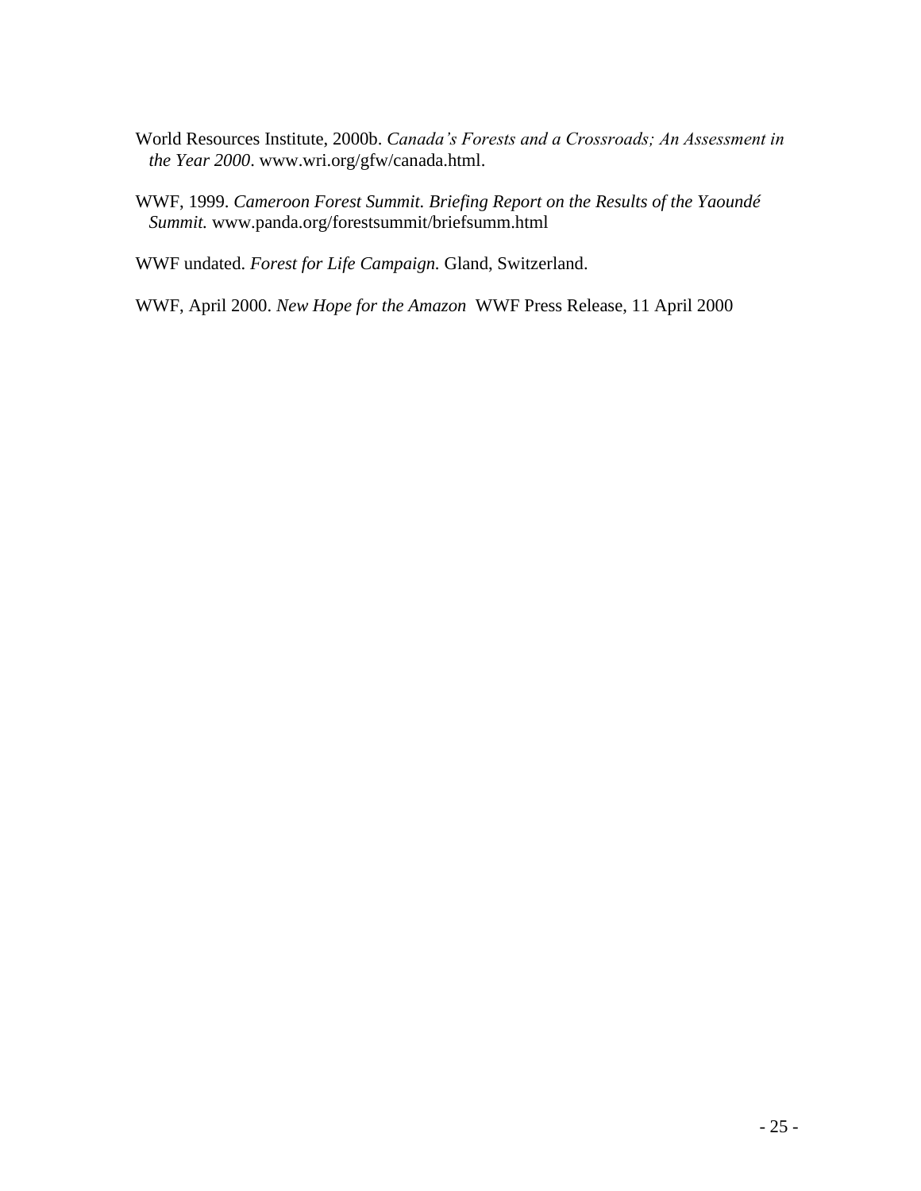World Resources Institute, 2000b. *Canada's Forests and a Crossroads; An Assessment in the Year 2000*. www.wri.org/gfw/canada.html.

WWF, 1999. *Cameroon Forest Summit. Briefing Report on the Results of the Yaoundé Summit.* www.panda.org/forestsummit/briefsumm.html

WWF undated. *Forest for Life Campaign.* Gland, Switzerland.

WWF, April 2000. *New Hope for the Amazon* WWF Press Release, 11 April 2000